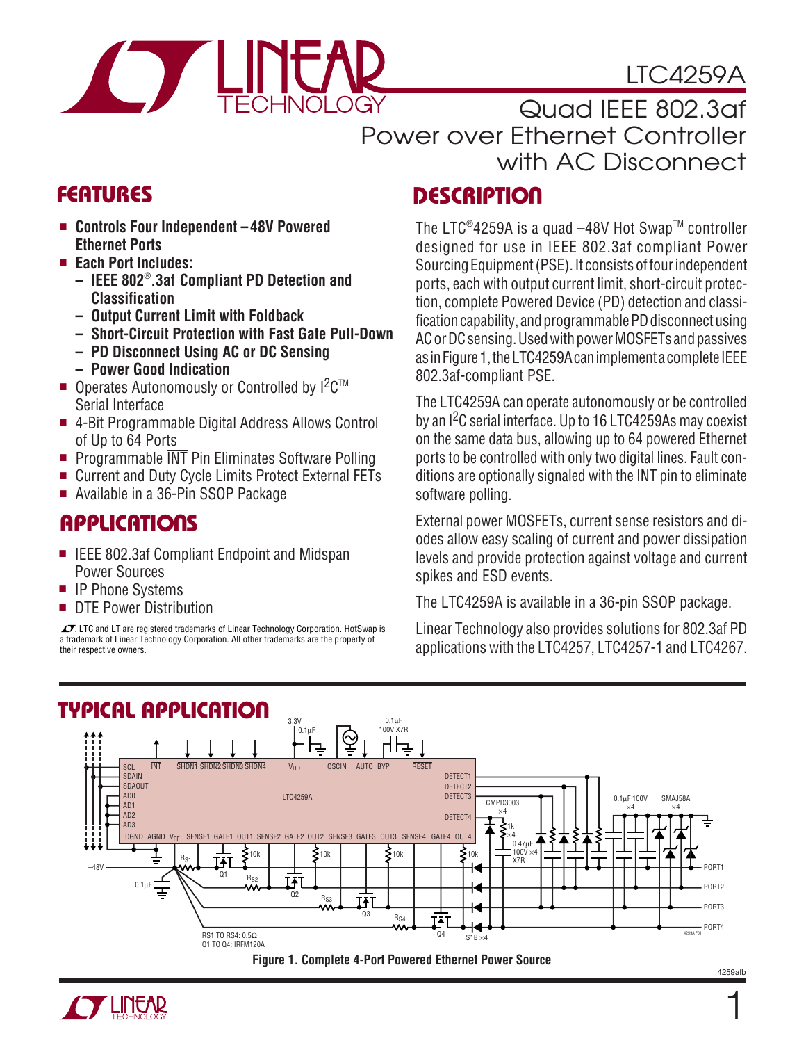# LTC4259A

## Quad IEEE 802.3af Power over Ethernet Controller with AC Disconnect

## FEATURES

- **Controls Four Independent –48V Powered Ethernet Ports**
- **Each Port Includes:**
  - **IEEE 802®.3af Compliant PD Detection and Classification**
  - **Output Current Limit with Foldback**
  - **Short-Circuit Protection with Fast Gate Pull-Down**
  - **PD Disconnect Using AC or DC Sensing**
  - **Power Good Indication**
- Operates Autonomously or Controlled by I²C™ Serial Interface
- 4-Bit Programmable Digital Address Allows Control of Up to 64 Ports
- Programmable INT Pin Eliminates Software Polling
- Current and Duty Cycle Limits Protect External FETs
- Available in a 36-Pin SSOP Package

## APPLICATIONS

- IEEE 802.3af Compliant Endpoint and Midspan Power Sources
- IP Phone Systems
- DTE Power Distribution

LTC and LT are registered trademarks of Linear Technology Corporation. HotSwap is a trademark of Linear Technology Corporation. All other trademarks are the property of their respective owners.

## DESCRIPTION

The LTC®4259A is a quad –48V Hot Swap™ controller designed for use in IEEE 802.3af compliant Power Sourcing Equipment (PSE). It consists of four independent ports, each with output current limit, short-circuit protection, complete Powered Device (PD) detection and classification capability, and programmable PD disconnect using AC or DC sensing. Used with power MOSFETs and passives as in Figure 1, the LTC4259A can implement a complete IEEE 802.3af-compliant PSE.

The LTC4259A can operate autonomously or be controlled by an I²C serial interface. Up to 16 LTC4259As may coexist on the same data bus, allowing up to 64 powered Ethernet ports to be controlled with only two digital lines. Fault conditions are optionally signaled with the INT pin to eliminate software polling.

External power MOSFETs, current sense resistors and diodes allow easy scaling of current and power dissipation levels and provide protection against voltage and current spikes and ESD events.

The LTC4259A is available in a 36-pin SSOP package.

Linear Technology also provides solutions for 802.3af PD applications with the LTC4257, LTC4257-1 and LTC4267.

## TYPICAL APPLICATION

Figure 1. Complete 4-Port Powered Ethernet Power Source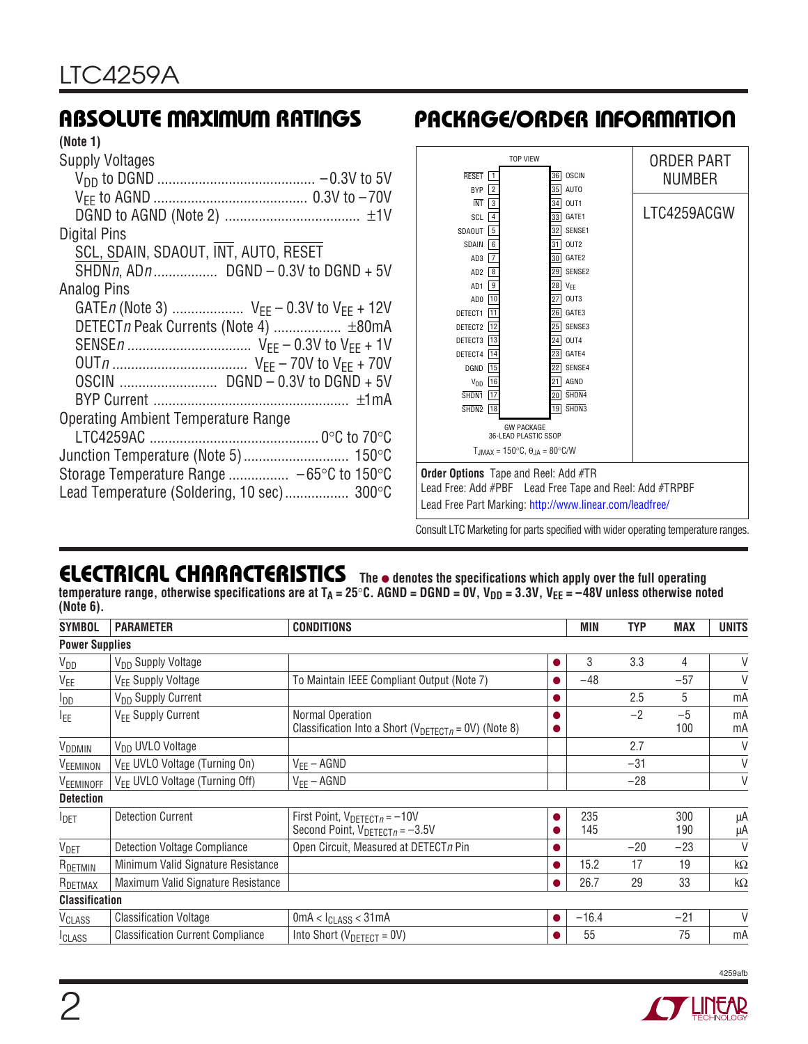## ABSOLUTE MAXIMUM RATINGS

**(Note 1)**

Supply Voltages
- $V_{DD}$ to DGND .......................................... –0.3V to 5V
- $V_{EE}$ to AGND ......................................... 0.3V to –70V
- DGND to AGND (Note 2) .................................... ±1V

Digital Pins
- SCL, SDAIN, SDAOUT, $\overline{INT}$, AUTO, $\overline{RESET}$
- $\overline{SHDNn}$, AD*n* ................. DGND – 0.3V to DGND + 5V

Analog Pins
- GATE*n* (Note 3) .................. $V_{EE}$ – 0.3V to $V_{EE}$ + 12V
- DETECT*n* Peak Currents (Note 4) ................. ±80mA
- SENSE*n* ................................ $V_{EE}$ – 0.3V to $V_{EE}$ + 1V
- OUT*n* .................................. $V_{EE}$ – 70V to $V_{EE}$ + 70V
- OSCIN .......................... DGND – 0.3V to DGND + 5V
- BYP Current ................................................... ±1mA

Operating Ambient Temperature Range
- LTC4259AC ............................................ 0°C to 70°C

Junction Temperature (Note 5) ........................... 150°C

Storage Temperature Range ................ –65°C to 150°C

Lead Temperature (Soldering, 10 sec) ................. 300°C

## PACKAGE/ORDER INFORMATION

TOP VIEW

| Pin | Name | Pin | Name |
|---|---|---|---|
| 1 | $\overline{RESET}$ | 36 | OSCIN |
| 2 | BYP | 35 | AUTO |
| 3 | $\overline{INT}$ | 34 | OUT1 |
| 4 | SCL | 33 | GATE1 |
| 5 | SDAOUT | 32 | SENSE1 |
| 6 | SDAIN | 31 | OUT2 |
| 7 | AD3 | 30 | GATE2 |
| 8 | AD2 | 29 | SENSE2 |
| 9 | AD1 | 28 | $V_{EE}$ |
| 10 | AD0 | 27 | OUT3 |
| 11 | DETECT1 | 26 | GATE3 |
| 12 | DETECT2 | 25 | SENSE3 |
| 13 | DETECT3 | 24 | OUT4 |
| 14 | DETECT4 | 23 | GATE4 |
| 15 | DGND | 22 | SENSE4 |
| 16 | $V_{DD}$ | 21 | AGND |
| 17 | $\overline{SHDN1}$ | 20 | $\overline{SHDN4}$ |
| 18 | $\overline{SHDN2}$ | 19 | $\overline{SHDN3}$ |

GW PACKAGE
36-LEAD PLASTIC SSOP

$T_{JMAX}$ = 150°C, $\theta_{JA}$ = 80°C/W

| ORDER PART NUMBER |
|---|
| LTC4259ACGW |

**Order Options** Tape and Reel: Add #TR
Lead Free: Add #PBF Lead Free Tape and Reel: Add #TRPBF
Lead Free Part Marking: http://www.linear.com/leadfree/

Consult LTC Marketing for parts specified with wider operating temperature ranges.

## ELECTRICAL CHARACTERISTICS

**The ● denotes the specifications which apply over the full operating temperature range, otherwise specifications are at $T_A$ = 25°C. AGND = DGND = 0V, $V_{DD}$ = 3.3V, $V_{EE}$ = –48V unless otherwise noted (Note 6).**

| SYMBOL | PARAMETER | CONDITIONS | | MIN | TYP | MAX | UNITS |
|---|---|---|---|---|---|---|---|
| **Power Supplies** | | | | | | | |
| $V_{DD}$ | $V_{DD}$ Supply Voltage | | ● | 3 | 3.3 | 4 | V |
| $V_{EE}$ | $V_{EE}$ Supply Voltage | To Maintain IEEE Compliant Output (Note 7) | ● | –48 | | –57 | V |
| $I_{DD}$ | $V_{DD}$ Supply Current | | ● | | 2.5 | 5 | mA |
| $I_{EE}$ | $V_{EE}$ Supply Current | Normal Operation<br>Classification Into a Short ($V_{DETECTn}$ = 0V) (Note 8) | ●<br>● | | –2 | –5<br>100 | mA<br>mA |
| $V_{DDMIN}$ | $V_{DD}$ UVLO Voltage | | | | 2.7 | | V |
| $V_{EEMINON}$ | $V_{EE}$ UVLO Voltage (Turning On) | $V_{EE}$ – AGND | | | –31 | | V |
| $V_{EEMINOFF}$ | $V_{EE}$ UVLO Voltage (Turning Off) | $V_{EE}$ – AGND | | | –28 | | V |
| **Detection** | | | | | | | |
| $I_{DET}$ | Detection Current | First Point, $V_{DETECTn}$ = –10V<br>Second Point, $V_{DETECTn}$ = –3.5V | ●<br>● | 235<br>145 | | 300<br>190 | µA<br>µA |
| $V_{DET}$ | Detection Voltage Compliance | Open Circuit, Measured at DETECT*n* Pin | ● | | –20 | –23 | V |
| $R_{DETMIN}$ | Minimum Valid Signature Resistance | | ● | 15.2 | 17 | 19 | kΩ |
| $R_{DETMAX}$ | Maximum Valid Signature Resistance | | ● | 26.7 | 29 | 33 | kΩ |
| **Classification** | | | | | | | |
| $V_{CLASS}$ | Classification Voltage | 0mA < $I_{CLASS}$ < 31mA | ● | –16.4 | | –21 | V |
| $I_{CLASS}$ | Classification Current Compliance | Into Short ($V_{DETECT}$ = 0V) | ● | 55 | | 75 | mA |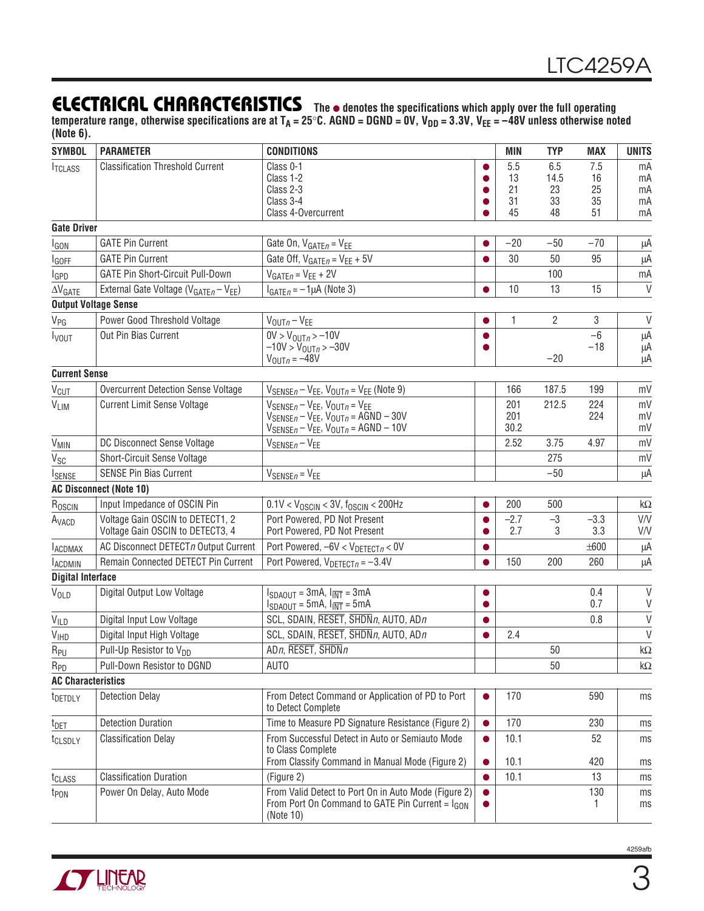## ELECTRICAL CHARACTERISTICS

**The ● denotes the specifications which apply over the full operating temperature range, otherwise specifications are at $T_A = 25°C$. AGND = DGND = 0V, $V_{DD} = 3.3V$, $V_{EE} = –48V$ unless otherwise noted (Note 6).**

| SYMBOL | PARAMETER | CONDITIONS | | MIN | TYP | MAX | UNITS |
|---|---|---|---|---|---|---|---|
| $I_{TCLASS}$ | Classification Threshold Current | Class 0-1<br>Class 1-2<br>Class 2-3<br>Class 3-4<br>Class 4-Overcurrent | ●<br>●<br>●<br>●<br>● | 5.5<br>13<br>21<br>31<br>45 | 6.5<br>14.5<br>23<br>33<br>48 | 7.5<br>16<br>25<br>35<br>51 | mA<br>mA<br>mA<br>mA<br>mA |
| **Gate Driver** | | | | | | | |
| $I_{GON}$ | GATE Pin Current | Gate On, $V_{GATEn} = V_{EE}$ | ● | –20 | –50 | –70 | µA |
| $I_{GOFF}$ | GATE Pin Current | Gate Off, $V_{GATEn} = V_{EE} + 5V$ | ● | 30 | 50 | 95 | µA |
| $I_{GPD}$ | GATE Pin Short-Circuit Pull-Down | $V_{GATEn} = V_{EE} + 2V$ | | | 100 | | mA |
| $\Delta V_{GATE}$ | External Gate Voltage ($V_{GATEn} – V_{EE}$) | $I_{GATEn} = –1µA$ (Note 3) | ● | 10 | 13 | 15 | V |
| **Output Voltage Sense** | | | | | | | |
| $V_{PG}$ | Power Good Threshold Voltage | $V_{OUTn} – V_{EE}$ | ● | 1 | 2 | 3 | V |
| $I_{VOUT}$ | Out Pin Bias Current | $0V > V_{OUTn} > –10V$<br>$–10V > V_{OUTn} > –30V$<br>$V_{OUTn} = –48V$ | ●<br>● | | <br><br>–20 | –6<br>–18 | µA<br>µA<br>µA |
| **Current Sense** | | | | | | | |
| $V_{CUT}$ | Overcurrent Detection Sense Voltage | $V_{SENSEn} – V_{EE}$, $V_{OUTn} = V_{EE}$ (Note 9) | | 166 | 187.5 | 199 | mV |
| $V_{LIM}$ | Current Limit Sense Voltage | $V_{SENSEn} – V_{EE}$, $V_{OUTn} = V_{EE}$<br>$V_{SENSEn} – V_{EE}$, $V_{OUTn}$ = AGND – 30V<br>$V_{SENSEn} – V_{EE}$, $V_{OUTn}$ = AGND – 10V | | 201<br>201<br>30.2 | 212.5 | 224<br>224 | mV<br>mV<br>mV |
| $V_{MIN}$ | DC Disconnect Sense Voltage | $V_{SENSEn} – V_{EE}$ | | 2.52 | 3.75 | 4.97 | mV |
| $V_{SC}$ | Short-Circuit Sense Voltage | | | | 275 | | mV |
| $I_{SENSE}$ | SENSE Pin Bias Current | $V_{SENSEn} = V_{EE}$ | | | –50 | | µA |
| **AC Disconnect (Note 10)** | | | | | | | |
| $R_{OSCIN}$ | Input Impedance of OSCIN Pin | $0.1V < V_{OSCIN} < 3V$, $f_{OSCIN} < 200Hz$ | ● | 200 | 500 | | kΩ |
| $A_{VACD}$ | Voltage Gain OSCIN to DETECT1, 2<br>Voltage Gain OSCIN to DETECT3, 4 | Port Powered, PD Not Present<br>Port Powered, PD Not Present | ●<br>● | –2.7<br>2.7 | –3<br>3 | –3.3<br>3.3 | V/V<br>V/V |
| $I_{ACDMAX}$ | AC Disconnect DETECTn Output Current | Port Powered, $–6V < V_{DETECTn} < 0V$ | ● | | | ±600 | µA |
| $I_{ACDMIN}$ | Remain Connected DETECT Pin Current | Port Powered, $V_{DETECTn} = –3.4V$ | ● | 150 | 200 | 260 | µA |
| **Digital Interface** | | | | | | | |
| $V_{OLD}$ | Digital Output Low Voltage | $I_{SDAOUT} = 3mA$, $I_{\overline{INT}} = 3mA$<br>$I_{SDAOUT} = 5mA$, $I_{\overline{INT}} = 5mA$ | ●<br>● | | | 0.4<br>0.7 | V<br>V |
| $V_{ILD}$ | Digital Input Low Voltage | SCL, SDAIN, $\overline{RESET}$, $\overline{SHDNn}$, AUTO, ADn | ● | | | 0.8 | V |
| $V_{IHD}$ | Digital Input High Voltage | SCL, SDAIN, $\overline{RESET}$, $\overline{SHDNn}$, AUTO, ADn | ● | 2.4 | | | V |
| $R_{PU}$ | Pull-Up Resistor to $V_{DD}$ | ADn, $\overline{RESET}$, $\overline{SHDNn}$ | | | 50 | | kΩ |
| $R_{PD}$ | Pull-Down Resistor to DGND | AUTO | | | 50 | | kΩ |
| **AC Characteristics** | | | | | | | |
| $t_{DETDLY}$ | Detection Delay | From Detect Command or Application of PD to Port to Detect Complete | ● | 170 | | 590 | ms |
| $t_{DET}$ | Detection Duration | Time to Measure PD Signature Resistance (Figure 2) | ● | 170 | | 230 | ms |
| $t_{CLSDLY}$ | Classification Delay | From Successful Detect in Auto or Semiauto Mode to Class Complete<br>From Classify Command in Manual Mode (Figure 2) | ●<br>● | 10.1<br>10.1 | | 52<br>420 | ms<br>ms |
| $t_{CLASS}$ | Classification Duration | (Figure 2) | ● | 10.1 | | 13 | ms |
| $t_{PON}$ | Power On Delay, Auto Mode | From Valid Detect to Port On in Auto Mode (Figure 2)<br>From Port On Command to GATE Pin Current = $I_{GON}$ (Note 10) | ●<br>● | | | 130<br>1 | ms<br>ms |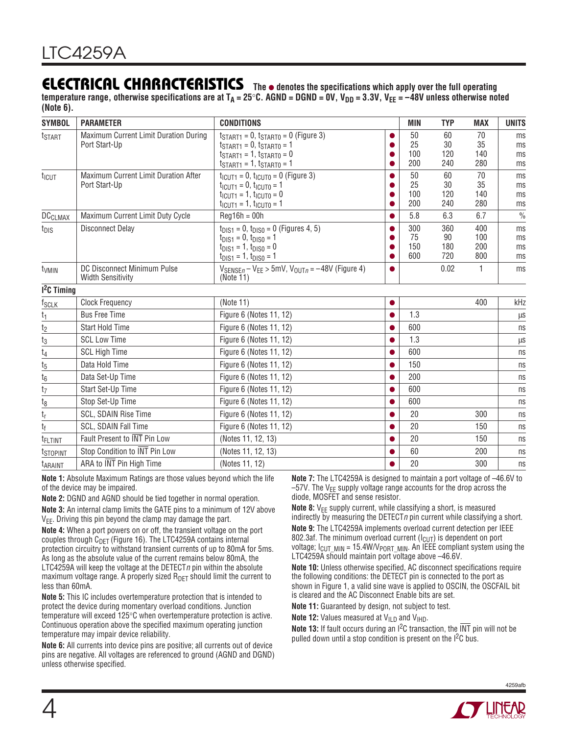## ELECTRICAL CHARACTERISTICS

**The ● denotes the specifications which apply over the full operating temperature range, otherwise specifications are at $T_A = 25°C$. AGND = DGND = 0V, $V_{DD} = 3.3V$, $V_{EE} = –48V$ unless otherwise noted (Note 6).**

| SYMBOL | PARAMETER | CONDITIONS | | MIN | TYP | MAX | UNITS |
|---|---|---|---|---|---|---|---|
| $t_{START}$ | Maximum Current Limit Duration During Port Start-Up | $t_{START1} = 0$, $t_{START0} = 0$ (Figure 3)<br>$t_{START1} = 0$, $t_{START0} = 1$<br>$t_{START1} = 1$, $t_{START0} = 0$<br>$t_{START1} = 1$, $t_{START0} = 1$ | ●<br>●<br>●<br>● | 50<br>25<br>100<br>200 | 60<br>30<br>120<br>240 | 70<br>35<br>140<br>280 | ms<br>ms<br>ms<br>ms |
| $t_{ICUT}$ | Maximum Current Limit Duration After Port Start-Up | $t_{ICUT1} = 0$, $t_{ICUT0} = 0$ (Figure 3)<br>$t_{ICUT1} = 0$, $t_{ICUT0} = 1$<br>$t_{ICUT1} = 1$, $t_{ICUT0} = 0$<br>$t_{ICUT1} = 1$, $t_{ICUT0} = 1$ | ●<br>●<br>●<br>● | 50<br>25<br>100<br>200 | 60<br>30<br>120<br>240 | 70<br>35<br>140<br>280 | ms<br>ms<br>ms<br>ms |
| $DC_{CLMAX}$ | Maximum Current Limit Duty Cycle | Reg16h = 00h | ● | 5.8 | 6.3 | 6.7 | % |
| $t_{DIS}$ | Disconnect Delay | $t_{DIS1} = 0$, $t_{DIS0} = 0$ (Figures 4, 5)<br>$t_{DIS1} = 0$, $t_{DIS0} = 1$<br>$t_{DIS1} = 1$, $t_{DIS0} = 0$<br>$t_{DIS1} = 1$, $t_{DIS0} = 1$ | ●<br>●<br>●<br>● | 300<br>75<br>150<br>600 | 360<br>90<br>180<br>720 | 400<br>100<br>200<br>800 | ms<br>ms<br>ms<br>ms |
| $t_{VMIN}$ | DC Disconnect Minimum Pulse Width Sensitivity | $V_{SENSEn} – V_{EE} > 5mV$, $V_{OUTn} = –48V$ (Figure 4) (Note 11) | ● | | 0.02 | 1 | ms |
| **I²C Timing** | | | | | | | |
| $f_{SCLK}$ | Clock Frequency | (Note 11) | ● | | | 400 | kHz |
| $t_1$ | Bus Free Time | Figure 6 (Notes 11, 12) | ● | 1.3 | | | µs |
| $t_2$ | Start Hold Time | Figure 6 (Notes 11, 12) | ● | 600 | | | ns |
| $t_3$ | SCL Low Time | Figure 6 (Notes 11, 12) | ● | 1.3 | | | µs |
| $t_4$ | SCL High Time | Figure 6 (Notes 11, 12) | ● | 600 | | | ns |
| $t_5$ | Data Hold Time | Figure 6 (Notes 11, 12) | ● | 150 | | | ns |
| $t_6$ | Data Set-Up Time | Figure 6 (Notes 11, 12) | ● | 200 | | | ns |
| $t_7$ | Start Set-Up Time | Figure 6 (Notes 11, 12) | ● | 600 | | | ns |
| $t_8$ | Stop Set-Up Time | Figure 6 (Notes 11, 12) | ● | 600 | | | ns |
| $t_r$ | SCL, SDAIN Rise Time | Figure 6 (Notes 11, 12) | ● | 20 | | 300 | ns |
| $t_f$ | SCL, SDAIN Fall Time | Figure 6 (Notes 11, 12) | ● | 20 | | 150 | ns |
| $t_{FLTINT}$ | Fault Present to $\overline{INT}$ Pin Low | (Notes 11, 12, 13) | ● | 20 | | 150 | ns |
| $t_{STOPINT}$ | Stop Condition to $\overline{INT}$ Pin Low | (Notes 11, 12, 13) | ● | 60 | | 200 | ns |
| $t_{ARAINT}$ | ARA to $\overline{INT}$ Pin High Time | (Notes 11, 12) | ● | 20 | | 300 | ns |

**Note 1:** Absolute Maximum Ratings are those values beyond which the life of the device may be impaired.

**Note 2:** DGND and AGND should be tied together in normal operation.

**Note 3:** An internal clamp limits the GATE pins to a minimum of 12V above $V_{EE}$. Driving this pin beyond the clamp may damage the part.

**Note 4:** When a port powers on or off, the transient voltage on the port couples through $C_{DET}$ (Figure 16). The LTC4259A contains internal protection circuitry to withstand transient currents of up to 80mA for 5ms. As long as the absolute value of the current remains below 80mA, the LTC4259A will keep the voltage at the DETECT*n* pin within the absolute maximum voltage range. A properly sized $R_{DET}$ should limit the current to less than 60mA.

**Note 5:** This IC includes overtemperature protection that is intended to protect the device during momentary overload conditions. Junction temperature will exceed 125°C when overtemperature protection is active. Continuous operation above the specified maximum operating junction temperature may impair device reliability.

**Note 6:** All currents into device pins are positive; all currents out of device pins are negative. All voltages are referenced to ground (AGND and DGND) unless otherwise specified.

**Note 7:** The LTC4259A is designed to maintain a port voltage of –46.6V to –57V. The $V_{EE}$ supply voltage range accounts for the drop across the diode, MOSFET and sense resistor.

**Note 8:** $V_{EE}$ supply current, while classifying a short, is measured indirectly by measuring the DETECT*n* pin current while classifying a short.

**Note 9:** The LTC4259A implements overload current detection per IEEE 802.3af. The minimum overload current ($I_{CUT}$) is dependent on port voltage; $I_{CUT\_MIN} = 15.4W/V_{PORT\_MIN}$. An IEEE compliant system using the LTC4259A should maintain port voltage above –46.6V.

**Note 10:** Unless otherwise specified, AC disconnect specifications require the following conditions: the DETECT pin is connected to the port as shown in Figure 1, a valid sine wave is applied to OSCIN, the OSCFAIL bit is cleared and the AC Disconnect Enable bits are set.

**Note 11:** Guaranteed by design, not subject to test.

**Note 12:** Values measured at $V_{ILD}$ and $V_{IHD}$.

**Note 13:** If fault occurs during an I²C transaction, the $\overline{INT}$ pin will not be pulled down until a stop condition is present on the I²C bus.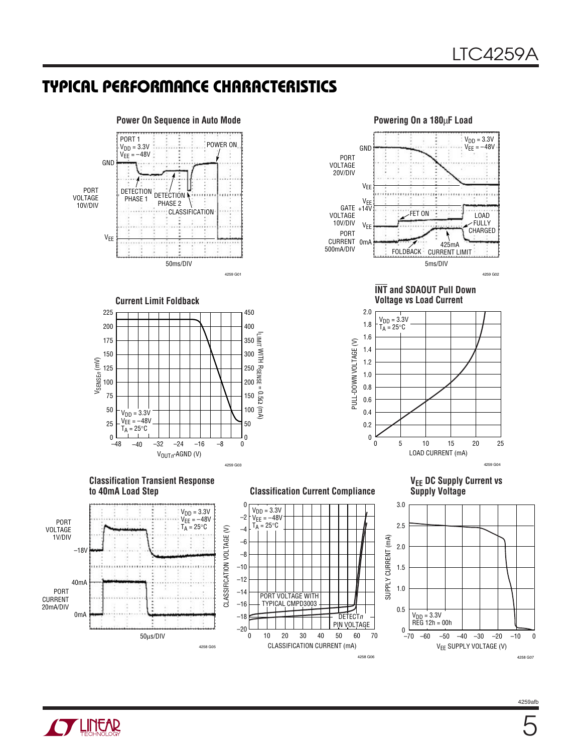## TYPICAL PERFORMANCE CHARACTERISTICS

**Power On Sequence in Auto Mode**

PORT 1
$V_{DD}$ = 3.3V
$V_{EE}$ = –48V

POWER ON

GND

PORT VOLTAGE 10V/DIV

DETECTION PHASE 1

DETECTION PHASE 2

CLASSIFICATION

$V_{EE}$

50ms/DIV

4259 G01

**Powering On a 180μF Load**

$V_{DD}$ = 3.3V
$V_{EE}$ = –48V

GND

PORT VOLTAGE 20V/DIV

$V_{EE}$

GATE VOLTAGE 10V/DIV

$V_{EE}$ +14V

FET ON

$V_{EE}$

LOAD FULLY CHARGED

PORT CURRENT 500mA/DIV

0mA

425mA

FOLDBACK

CURRENT LIMIT

5ms/DIV

4259 G02

**Current Limit Foldback**

$V_{SENSEn}$ (mV)

$I_{LIMIT}$ WITH $R_{SENSE}$ = 0.5Ω (mA)

$V_{DD}$ = 3.3V
$V_{EE}$ = –48V
$T_A$ = 25°C

$V_{OUTn}$-AGND (V)

4259 G03

**$\overline{INT}$ and SDAOUT Pull Down Voltage vs Load Current**

$V_{DD}$ = 3.3V
$T_A$ = 25°C

PULL-DOWN VOLTAGE (V)

LOAD CURRENT (mA)

4259 G04

**Classification Transient Response to 40mA Load Step**

$V_{DD}$ = 3.3V
$V_{EE}$ = –48V
$T_A$ = 25°C

PORT VOLTAGE 1V/DIV

–18V

40mA

PORT CURRENT 20mA/DIV

0mA

50μs/DIV

4258 G05

**Classification Current Compliance**

$V_{DD}$ = 3.3V
$V_{EE}$ = –48V
$T_A$ = 25°C

CLASSIFICATION VOLTAGE (V)

PORT VOLTAGE WITH TYPICAL CMPD3003

DETECT*n* PIN VOLTAGE

CLASSIFICATION CURRENT (mA)

4258 G06

**$V_{EE}$ DC Supply Current vs Supply Voltage**

SUPPLY CURRENT (mA)

$V_{DD}$ = 3.3V
REG 12h = 00h

$V_{EE}$ SUPPLY VOLTAGE (V)

4258 G07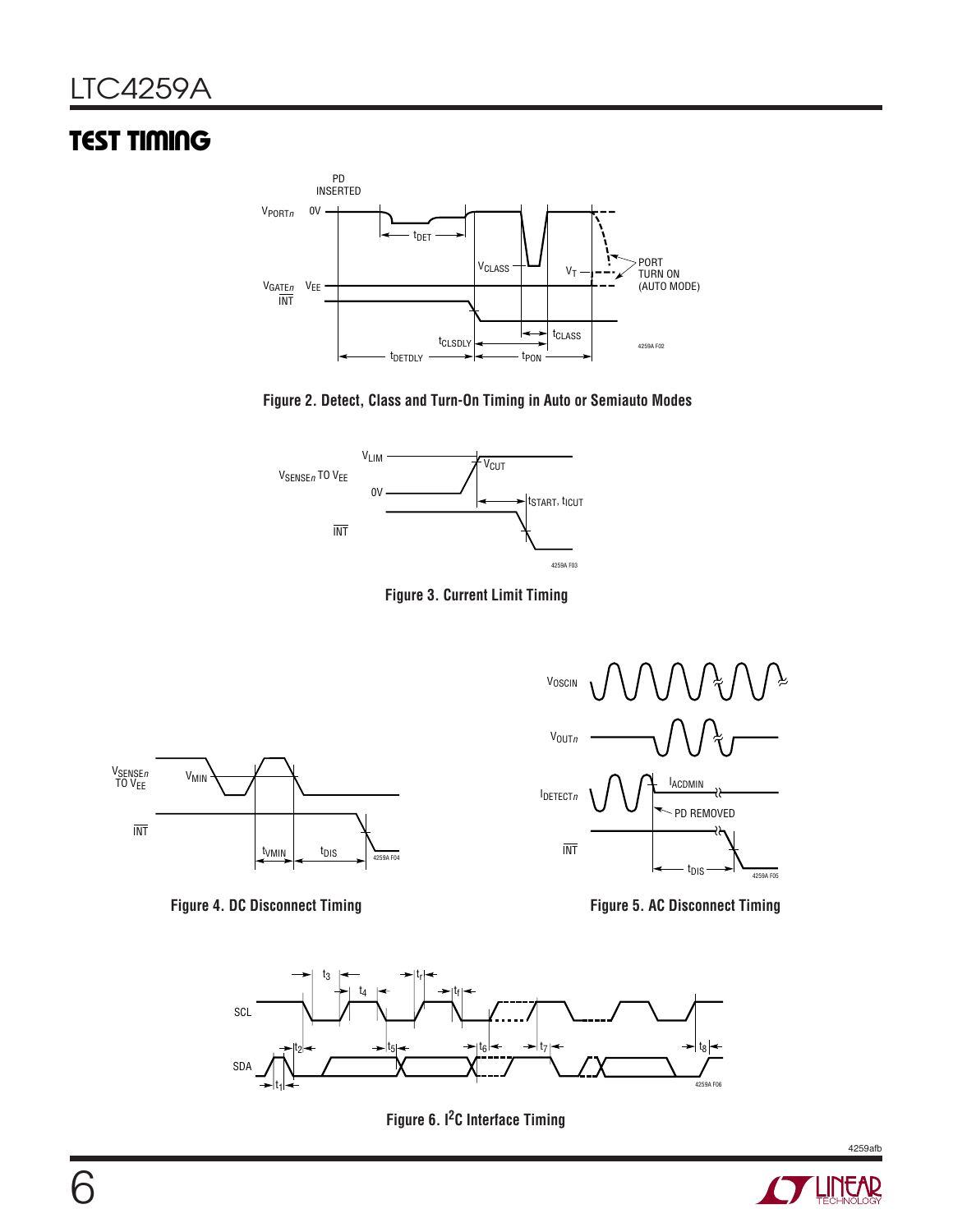# TEST TIMING

Figure 2. Detect, Class and Turn-On Timing in Auto or Semiauto Modes

Figure 3. Current Limit Timing

Figure 4. DC Disconnect Timing

Figure 5. AC Disconnect Timing

Figure 6. I[2]C Interface Timing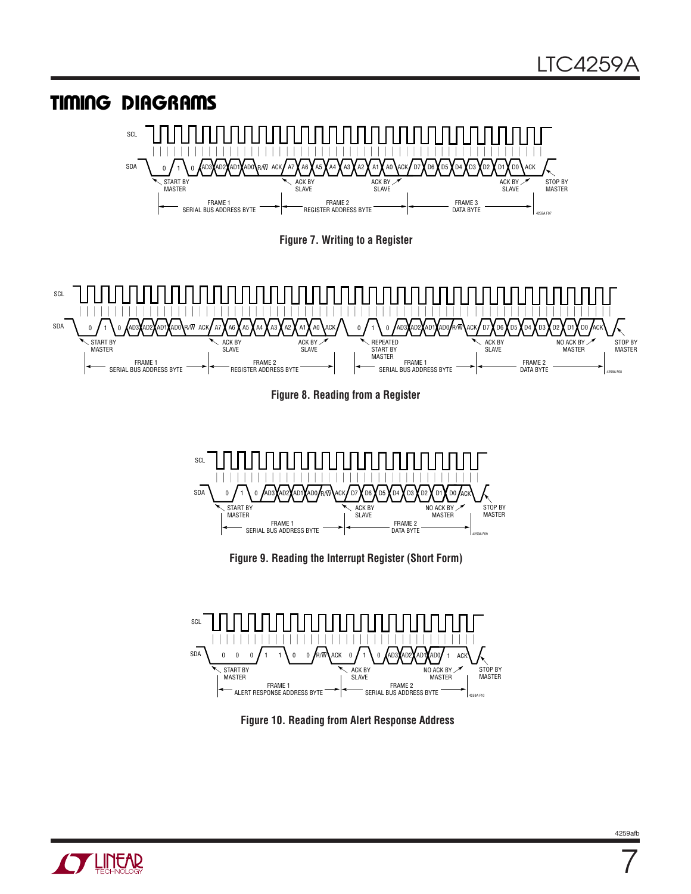## TIMING DIAGRAMS

SCL

SDA 0 1 0 AD3 AD2 AD1 AD0 R/W ACK A7 A6 A5 A4 A3 A2 A1 A0 ACK D7 D6 D5 D4 D3 D2 D1 D0 ACK

START BY MASTER — ACK BY SLAVE — ACK BY SLAVE — ACK BY SLAVE — STOP BY MASTER

FRAME 1 SERIAL BUS ADDRESS BYTE — FRAME 2 REGISTER ADDRESS BYTE — FRAME 3 DATA BYTE

**Figure 7. Writing to a Register**

SCL

SDA 0 1 0 AD3 AD2 AD1 AD0 R/W ACK A7 A6 A5 A4 A3 A2 A1 A0 ACK 0 1 0 AD3 AD2 AD1 AD0 R/W ACK D7 D6 D5 D4 D3 D2 D1 D0 ACK

START BY MASTER — ACK BY SLAVE — ACK BY SLAVE — REPEATED START BY MASTER — ACK BY SLAVE — NO ACK BY MASTER — STOP BY MASTER

FRAME 1 SERIAL BUS ADDRESS BYTE — FRAME 2 REGISTER ADDRESS BYTE — FRAME 1 SERIAL BUS ADDRESS BYTE — FRAME 2 DATA BYTE

**Figure 8. Reading from a Register**

SCL

SDA 0 1 0 AD3 AD2 AD1 AD0 R/W ACK D7 D6 D5 D4 D3 D2 D1 D0 ACK

START BY MASTER — ACK BY SLAVE — NO ACK BY MASTER — STOP BY MASTER

FRAME 1 SERIAL BUS ADDRESS BYTE — FRAME 2 DATA BYTE

**Figure 9. Reading the Interrupt Register (Short Form)**

SCL

SDA 0 0 0 1 1 0 0 R/W ACK 0 1 0 AD3 AD2 AD1 AD0 1 ACK

START BY MASTER — ACK BY SLAVE — NO ACK BY MASTER — STOP BY MASTER

FRAME 1 ALERT RESPONSE ADDRESS BYTE — FRAME 2 SERIAL BUS ADDRESS BYTE

**Figure 10. Reading from Alert Response Address**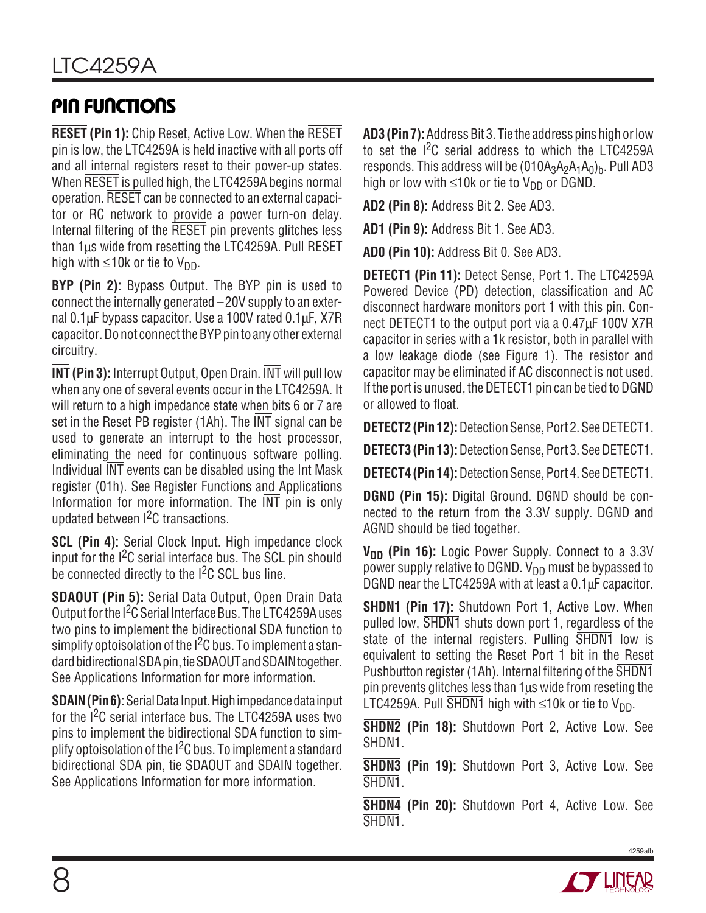## PIN FUNCTIONS

**RESET (Pin 1):** Chip Reset, Active Low. When the RESET pin is low, the LTC4259A is held inactive with all ports off and all internal registers reset to their power-up states. When RESET is pulled high, the LTC4259A begins normal operation. RESET can be connected to an external capacitor or RC network to provide a power turn-on delay. Internal filtering of the RESET pin prevents glitches less than 1μs wide from resetting the LTC4259A. Pull RESET high with ≤10k or tie to $V_{DD}$.

**BYP (Pin 2):** Bypass Output. The BYP pin is used to connect the internally generated –20V supply to an external 0.1μF bypass capacitor. Use a 100V rated 0.1μF, X7R capacitor. Do not connect the BYP pin to any other external circuitry.

**INT (Pin 3):** Interrupt Output, Open Drain. INT will pull low when any one of several events occur in the LTC4259A. It will return to a high impedance state when bits 6 or 7 are set in the Reset PB register (1Ah). The INT signal can be used to generate an interrupt to the host processor, eliminating the need for continuous software polling. Individual INT events can be disabled using the Int Mask register (01h). See Register Functions and Applications Information for more information. The INT pin is only updated between I²C transactions.

**SCL (Pin 4):** Serial Clock Input. High impedance clock input for the I²C serial interface bus. The SCL pin should be connected directly to the I²C SCL bus line.

**SDAOUT (Pin 5):** Serial Data Output, Open Drain Data Output for the I²C Serial Interface Bus. The LTC4259A uses two pins to implement the bidirectional SDA function to simplify optoisolation of the I²C bus. To implement a standard bidirectional SDA pin, tie SDAOUT and SDAIN together. See Applications Information for more information.

**SDAIN (Pin 6):** Serial Data Input. High impedance data input for the I²C serial interface bus. The LTC4259A uses two pins to implement the bidirectional SDA function to simplify optoisolation of the I²C bus. To implement a standard bidirectional SDA pin, tie SDAOUT and SDAIN together. See Applications Information for more information.

**AD3 (Pin 7):** Address Bit 3. Tie the address pins high or low to set the I²C serial address to which the LTC4259A responds. This address will be $(010A_3A_2A_1A_0)_b$. Pull AD3 high or low with ≤10k or tie to $V_{DD}$ or DGND.

**AD2 (Pin 8):** Address Bit 2. See AD3.

**AD1 (Pin 9):** Address Bit 1. See AD3.

**AD0 (Pin 10):** Address Bit 0. See AD3.

**DETECT1 (Pin 11):** Detect Sense, Port 1. The LTC4259A Powered Device (PD) detection, classification and AC disconnect hardware monitors port 1 with this pin. Connect DETECT1 to the output port via a 0.47μF 100V X7R capacitor in series with a 1k resistor, both in parallel with a low leakage diode (see Figure 1). The resistor and capacitor may be eliminated if AC disconnect is not used. If the port is unused, the DETECT1 pin can be tied to DGND or allowed to float.

**DETECT2 (Pin 12):** Detection Sense, Port 2. See DETECT1.

**DETECT3 (Pin 13):** Detection Sense, Port 3. See DETECT1.

**DETECT4 (Pin 14):** Detection Sense, Port 4. See DETECT1.

**DGND (Pin 15):** Digital Ground. DGND should be connected to the return from the 3.3V supply. DGND and AGND should be tied together.

**$V_{DD}$ (Pin 16):** Logic Power Supply. Connect to a 3.3V power supply relative to DGND. $V_{DD}$ must be bypassed to DGND near the LTC4259A with at least a 0.1μF capacitor.

**SHDN1 (Pin 17):** Shutdown Port 1, Active Low. When pulled low, SHDN1 shuts down port 1, regardless of the state of the internal registers. Pulling SHDN1 low is equivalent to setting the Reset Port 1 bit in the Reset Pushbutton register (1Ah). Internal filtering of the SHDN1 pin prevents glitches less than 1μs wide from reseting the LTC4259A. Pull SHDN1 high with ≤10k or tie to $V_{DD}$.

**SHDN2 (Pin 18):** Shutdown Port 2, Active Low. See SHDN1.

**SHDN3 (Pin 19):** Shutdown Port 3, Active Low. See SHDN1.

**SHDN4 (Pin 20):** Shutdown Port 4, Active Low. See SHDN1.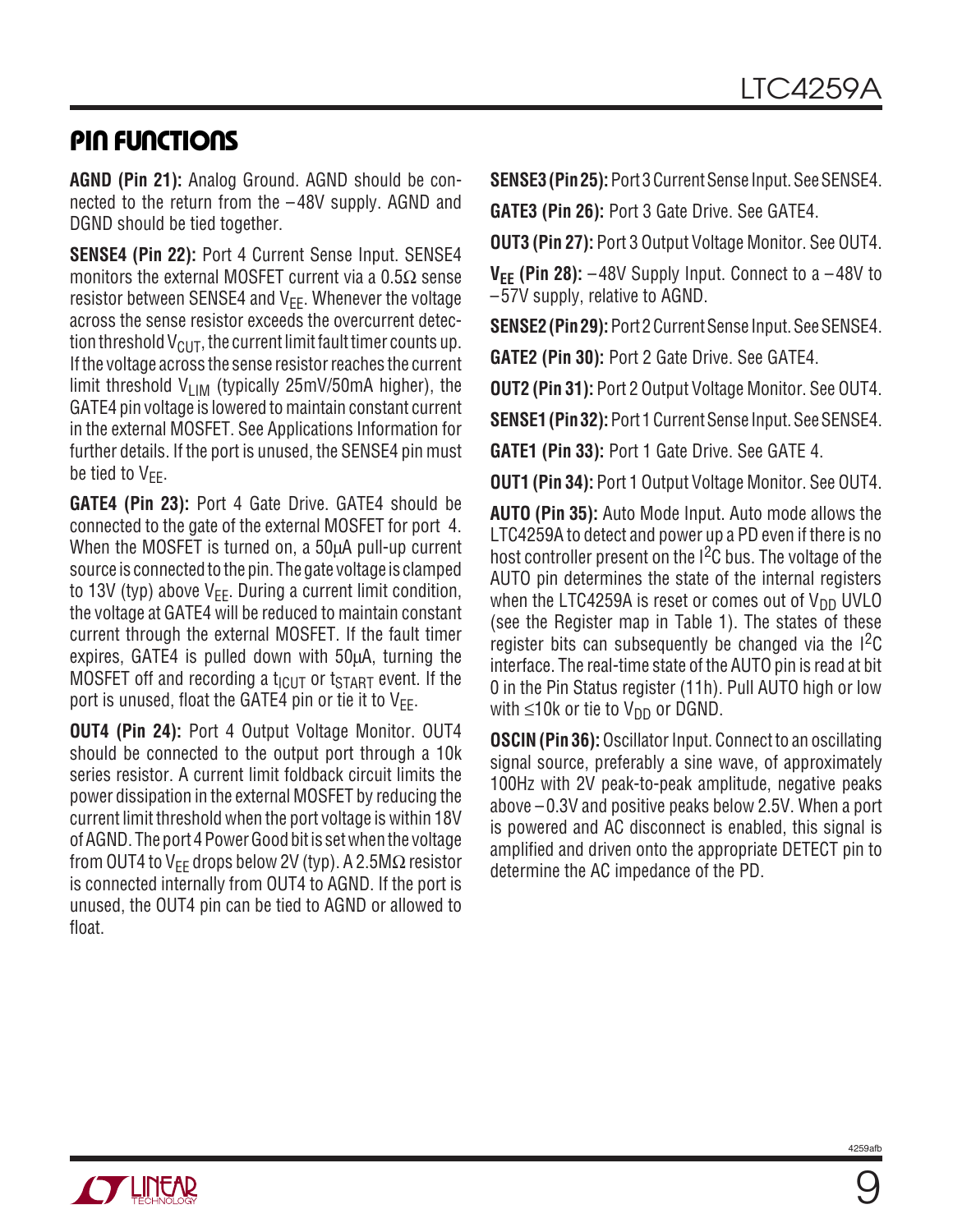## PIN FUNCTIONS

**AGND (Pin 21):** Analog Ground. AGND should be connected to the return from the –48V supply. AGND and DGND should be tied together.

**SENSE4 (Pin 22):** Port 4 Current Sense Input. SENSE4 monitors the external MOSFET current via a 0.5Ω sense resistor between SENSE4 and $V_{EE}$. Whenever the voltage across the sense resistor exceeds the overcurrent detection threshold $V_{CUT}$, the current limit fault timer counts up. If the voltage across the sense resistor reaches the current limit threshold $V_{LIM}$ (typically 25mV/50mA higher), the GATE4 pin voltage is lowered to maintain constant current in the external MOSFET. See Applications Information for further details. If the port is unused, the SENSE4 pin must be tied to $V_{EE}$.

**GATE4 (Pin 23):** Port 4 Gate Drive. GATE4 should be connected to the gate of the external MOSFET for port 4. When the MOSFET is turned on, a 50μA pull-up current source is connected to the pin. The gate voltage is clamped to 13V (typ) above $V_{EE}$. During a current limit condition, the voltage at GATE4 will be reduced to maintain constant current through the external MOSFET. If the fault timer expires, GATE4 is pulled down with 50μA, turning the MOSFET off and recording a $t_{ICUT}$ or $t_{START}$ event. If the port is unused, float the GATE4 pin or tie it to $V_{EE}$.

**OUT4 (Pin 24):** Port 4 Output Voltage Monitor. OUT4 should be connected to the output port through a 10k series resistor. A current limit foldback circuit limits the power dissipation in the external MOSFET by reducing the current limit threshold when the port voltage is within 18V of AGND. The port 4 Power Good bit is set when the voltage from OUT4 to $V_{EE}$ drops below 2V (typ). A 2.5MΩ resistor is connected internally from OUT4 to AGND. If the port is unused, the OUT4 pin can be tied to AGND or allowed to float.

**SENSE3 (Pin 25):** Port 3 Current Sense Input. See SENSE4.

**GATE3 (Pin 26):** Port 3 Gate Drive. See GATE4.

**OUT3 (Pin 27):** Port 3 Output Voltage Monitor. See OUT4.

**$V_{EE}$ (Pin 28):** –48V Supply Input. Connect to a –48V to –57V supply, relative to AGND.

**SENSE2 (Pin 29):** Port 2 Current Sense Input. See SENSE4.

**GATE2 (Pin 30):** Port 2 Gate Drive. See GATE4.

**OUT2 (Pin 31):** Port 2 Output Voltage Monitor. See OUT4.

**SENSE1 (Pin 32):** Port 1 Current Sense Input. See SENSE4.

**GATE1 (Pin 33):** Port 1 Gate Drive. See GATE 4.

**OUT1 (Pin 34):** Port 1 Output Voltage Monitor. See OUT4.

**AUTO (Pin 35):** Auto Mode Input. Auto mode allows the LTC4259A to detect and power up a PD even if there is no host controller present on the $I^2C$ bus. The voltage of the AUTO pin determines the state of the internal registers when the LTC4259A is reset or comes out of $V_{DD}$ UVLO (see the Register map in Table 1). The states of these register bits can subsequently be changed via the $I^2C$ interface. The real-time state of the AUTO pin is read at bit 0 in the Pin Status register (11h). Pull AUTO high or low with ≤10k or tie to $V_{DD}$ or DGND.

**OSCIN (Pin 36):** Oscillator Input. Connect to an oscillating signal source, preferably a sine wave, of approximately 100Hz with 2V peak-to-peak amplitude, negative peaks above –0.3V and positive peaks below 2.5V. When a port is powered and AC disconnect is enabled, this signal is amplified and driven onto the appropriate DETECT pin to determine the AC impedance of the PD.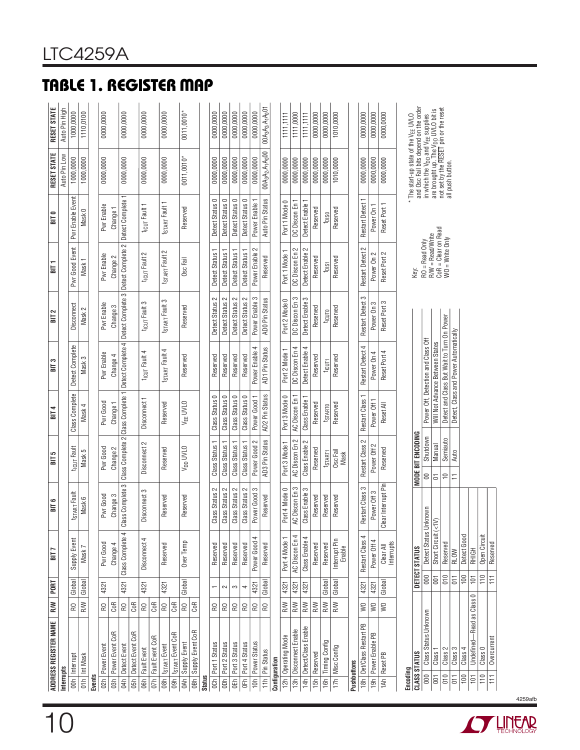# TABLE 1. REGISTER MAP

| ADDRESS | REGISTER NAME | R/W | PORT | BIT 7 | BIT 6 | BIT 5 | BIT 4 | BIT 3 | BIT 2 | BIT 1 | BIT 0 | RESET STATE Auto Pin Low | RESET STATE Auto Pin High |
|---|---|---|---|---|---|---|---|---|---|---|---|---|---|
| **Interrupts** | | | | | | | | | | | | | |
| 00h | Interrupt | RO | Global | Supply Event | $t_{START}$ Fault | $t_{ICUT}$ Fault | Class Complete | Detect Complete | Disconnect | Pwr Good Event | Pwr Enable Event | 1000,0000 | 1000,0000 |
| 01h | Int Mask | R/W | Global | Mask 7 | Mask 6 | Mask 5 | Mask 4 | Mask 3 | Mask 2 | Mask 1 | Mask 0 | 1000,0000 | 1110,0100 |
| **Events** | | | | | | | | | | | | | |
| 02h | Power Event | RO | 4321 | Pwr Good Change 4 | Pwr Good Change 3 | Pwr Good Change 2 | Pwr Good Change 1 | Pwr Enable Change 4 | Pwr Enable Change 3 | Pwr Enable Change 2 | Pwr Enable Change 1 | 0000,0000 | 0000,0000 |
| 03h | Power Event CoR | CoR | | | | | | | | | | | |
| 04h | Detect Event | RO | 4321 | Class Complete 4 | Class Complete 3 | Class Complete 2 | Class Complete 1 | Detect Complete 4 | Detect Complete 3 | Detect Complete 2 | Detect Complete 1 | 0000,0000 | 0000,0000 |
| 05h | Detect Event CoR | CoR | | | | | | | | | | | |
| 06h | Fault Event | RO | 4321 | Disconnect 4 | Disconnect 3 | Disconnect 2 | Disconnect 1 | $t_{ICUT}$ Fault 4 | $t_{ICUT}$ Fault 3 | $t_{ICUT}$ Fault 2 | $t_{ICUT}$ Fault 1 | 0000,0000 | 0000,0000 |
| 07h | Fault Event CoR | CoR | | | | | | | | | | | |
| 08h | $t_{START}$ Event | RO | 4321 | Reserved | Reserved | Reserved | Reserved | $t_{START}$ Fault 4 | $t_{START}$ Fault 3 | $t_{START}$ Fault 2 | $t_{START}$ Fault 1 | 0000,0000 | 0000,0000 |
| 09h | $t_{START}$ Event CoR | CoR | | | | | | | | | | | |
| 0Ah | Supply Event | RO | Global | Over Temp | Reserved | $V_{DD}$ UVLO | $V_{EE}$ UVLO | Reserved | Reserved | Osc Fail | Reserved | 0011,0010* | 0011,0010* |
| 0Bh | Supply Event CoR | CoR | | | | | | | | | | | |
| **Status** | | | | | | | | | | | | | |
| 0Ch | Port 1 Status | RO | 1 | Reserved | Class Status 2 | Class Status 1 | Class Status 0 | Reserved | Detect Status 2 | Detect Status 1 | Detect Status 0 | 0000,0000 | 0000,0000 |
| 0Dh | Port 2 Status | RO | 2 | Reserved | Class Status 2 | Class Status 1 | Class Status 0 | Reserved | Detect Status 2 | Detect Status 1 | Detect Status 0 | 0000,0000 | 0000,0000 |
| 0Eh | Port 3 Status | RO | 3 | Reserved | Class Status 2 | Class Status 1 | Class Status 0 | Reserved | Detect Status 2 | Detect Status 1 | Detect Status 0 | 0000,0000 | 0000,0000 |
| 0Fh | Port 4 Status | RO | 4 | Reserved | Class Status 2 | Class Status 1 | Class Status 0 | Reserved | Detect Status 2 | Detect Status 1 | Detect Status 0 | 0000,0000 | 0000,0000 |
| 10h | Power Status | RO | 4321 | Power Good 4 | Power Good 3 | Power Good 2 | Power Good 1 | Power Enable 4 | Power Enable 3 | Power Enable 2 | Power Enable 1 | 0000,0000 | 0000,0000 |
| 11h | Pin Status | RO | Global | Reserved | Reserved | AD3 Pin Status | AD2 Pin Status | AD1 Pin Status | AD0 Pin Status | Reserved | Auto Pin Status | $00A_3A_2,A_1A_000$ | $00A_3A_2,A_1A_001$ |
| **Configuration** | | | | | | | | | | | | | |
| 12h | Operating Mode | R/W | 4321 | Port 4 Mode 1 | Port 4 Mode 0 | Port 3 Mode 1 | Port 3 Mode 0 | Port 2 Mode 1 | Port 2 Mode 0 | Port 1 Mode 1 | Port 1 Mode 0 | 0000,0000 | 1111,1111 |
| 13h | Disconnect Enable | R/W | 4321 | AC Discon En 4 | AC Discon En 3 | AC Discon En 2 | AC Discon En 1 | DC Discon En 4 | DC Discon En 3 | DC Discon En 2 | DC Discon En 1 | 0000,0000 | 1111,0000 |
| 14h | Detect/Class Enable | R/W | 4321 | Class Enable 4 | Class Enable 3 | Class Enable 2 | Class Enable 1 | Detect Enable 4 | Detect Enable 3 | Detect Enable 2 | Detect Enable 1 | 0000,0000 | 1111,1111 |
| 15h | Reserved | R/W | | Reserved | Reserved | Reserved | Reserved | Reserved | Reserved | Reserved | Reserved | 0000,0000 | 0000,0000 |
| 16h | Timing Config | R/W | Global | Reserved | Reserved | $t_{START1}$ | $t_{START0}$ | $t_{ICUT1}$ | $t_{ICUT0}$ | $t_{DIS1}$ | $t_{DIS0}$ | 0000,0000 | 0000,0000 |
| 17h | Misc Config | R/W | Global | Interrupt Pin Enable | Reserved | Osc Fail Mask | Reserved | Reserved | Reserved | Reserved | Reserved | 1010,0000 | 1010,0000 |
| **Pushbuttons** | | | | | | | | | | | | | |
| 18h | Det/Class Restart PB | WO | 4321 | Restart Class 4 | Restart Class 3 | Restart Class 2 | Restart Class 1 | Restart Detect 4 | Restart Detect 3 | Restart Detect 2 | Restart Detect 1 | 0000,0000 | 0000,0000 |
| 19h | Power Enable PB | WO | 4321 | Power Off 4 | Power Off 3 | Power Off 2 | Power Off 1 | Power On 4 | Power On 3 | Power On 2 | Power On 1 | 0000,0000 | 0000,0000 |
| 1Ah | Reset PB | WO | Global | Clear All Interrupts | Clear Interrupt Pin | Reserved | Reset All | Reset Port 4 | Reset Port 3 | Reset Port 2 | Reset Port 1 | 0000,0000 | 0000,0000 |

**Encoding**

| CLASS STATUS | |
|---|---|
| 000 | Class Status Unknown |
| 001 | Class 1 |
| 010 | Class 2 |
| 011 | Class 3 |
| 100 | Class 4 |
| 101 | Undefined—Read as Class 0 |
| 110 | Class 0 |
| 111 | Overcurrent |

| DETECT STATUS | |
|---|---|
| 000 | Detect Status Unknown |
| 001 | Short Circuit (<1V) |
| 010 | Reserved |
| 011 | RLOW |
| 100 | Detect Good |
| 101 | RHIGH |
| 110 | Open Circuit |
| 111 | Reserved |

| MODE BIT ENCODING | | |
|---|---|---|
| 00 | Shutdown | Power Off, Detection and Class Off |
| 01 | Manual | Will Not Advance Between States |
| 10 | Semiauto | Detect and Class But Wait to Turn On Power |
| 11 | Auto | Detect, Class and Power Automatically |

Key:
RO = Read Only
R/W = Read/Write
CoR = Clear on Read
WO = Write Only

\* The start-up state of the $V_{EE}$ UVLO and Osc Fail bits depend on the order in which the $V_{DD}$ and $V_{EE}$ supplies are brought up. The $V_{DD}$ UVLO bit is not set by the $\overline{RESET}$ pin or the reset all push button.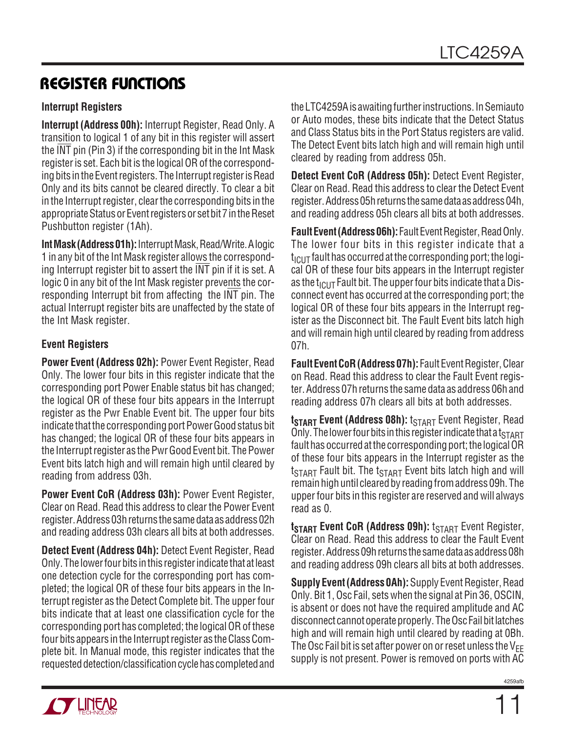## REGISTER FUNCTIONS

### Interrupt Registers

**Interrupt (Address 00h):** Interrupt Register, Read Only. A transition to logical 1 of any bit in this register will assert the $\overline{INT}$ pin (Pin 3) if the corresponding bit in the Int Mask register is set. Each bit is the logical OR of the corresponding bits in the Event registers. The Interrupt register is Read Only and its bits cannot be cleared directly. To clear a bit in the Interrupt register, clear the corresponding bits in the appropriate Status or Event registers or set bit 7 in the Reset Pushbutton register (1Ah).

**Int Mask (Address 01h):** Interrupt Mask, Read/Write. A logic 1 in any bit of the Int Mask register allows the corresponding Interrupt register bit to assert the $\overline{INT}$ pin if it is set. A logic 0 in any bit of the Int Mask register prevents the corresponding Interrupt bit from affecting the $\overline{INT}$ pin. The actual Interrupt register bits are unaffected by the state of the Int Mask register.

### Event Registers

**Power Event (Address 02h):** Power Event Register, Read Only. The lower four bits in this register indicate that the corresponding port Power Enable status bit has changed; the logical OR of these four bits appears in the Interrupt register as the Pwr Enable Event bit. The upper four bits indicate that the corresponding port Power Good status bit has changed; the logical OR of these four bits appears in the Interrupt register as the Pwr Good Event bit. The Power Event bits latch high and will remain high until cleared by reading from address 03h.

**Power Event CoR (Address 03h):** Power Event Register, Clear on Read. Read this address to clear the Power Event register. Address 03h returns the same data as address 02h and reading address 03h clears all bits at both addresses.

**Detect Event (Address 04h):** Detect Event Register, Read Only. The lower four bits in this register indicate that at least one detection cycle for the corresponding port has completed; the logical OR of these four bits appears in the Interrupt register as the Detect Complete bit. The upper four bits indicate that at least one classification cycle for the corresponding port has completed; the logical OR of these four bits appears in the Interrupt register as the Class Complete bit. In Manual mode, this register indicates that the requested detection/classification cycle has completed and the LTC4259A is awaiting further instructions. In Semiauto or Auto modes, these bits indicate that the Detect Status and Class Status bits in the Port Status registers are valid. The Detect Event bits latch high and will remain high until cleared by reading from address 05h.

**Detect Event CoR (Address 05h):** Detect Event Register, Clear on Read. Read this address to clear the Detect Event register. Address 05h returns the same data as address 04h, and reading address 05h clears all bits at both addresses.

**Fault Event (Address 06h):** Fault Event Register, Read Only. The lower four bits in this register indicate that a $t_{ICUT}$ fault has occurred at the corresponding port; the logical OR of these four bits appears in the Interrupt register as the $t_{ICUT}$ Fault bit. The upper four bits indicate that a Disconnect event has occurred at the corresponding port; the logical OR of these four bits appears in the Interrupt register as the Disconnect bit. The Fault Event bits latch high and will remain high until cleared by reading from address 07h.

**Fault Event CoR (Address 07h):** Fault Event Register, Clear on Read. Read this address to clear the Fault Event register. Address 07h returns the same data as address 06h and reading address 07h clears all bits at both addresses.

**$t_{START}$ Event (Address 08h):** $t_{START}$ Event Register, Read Only. The lower four bits in this register indicate that a $t_{START}$ fault has occurred at the corresponding port; the logical OR of these four bits appears in the Interrupt register as the $t_{START}$ Fault bit. The $t_{START}$ Event bits latch high and will remain high until cleared by reading from address 09h. The upper four bits in this register are reserved and will always read as 0.

**$t_{START}$ Event CoR (Address 09h):** $t_{START}$ Event Register, Clear on Read. Read this address to clear the Fault Event register. Address 09h returns the same data as address 08h and reading address 09h clears all bits at both addresses.

**Supply Event (Address 0Ah):** Supply Event Register, Read Only. Bit 1, Osc Fail, sets when the signal at Pin 36, OSCIN, is absent or does not have the required amplitude and AC disconnect cannot operate properly. The Osc Fail bit latches high and will remain high until cleared by reading at 0Bh. The Osc Fail bit is set after power on or reset unless the $V_{EE}$ supply is not present. Power is removed on ports with AC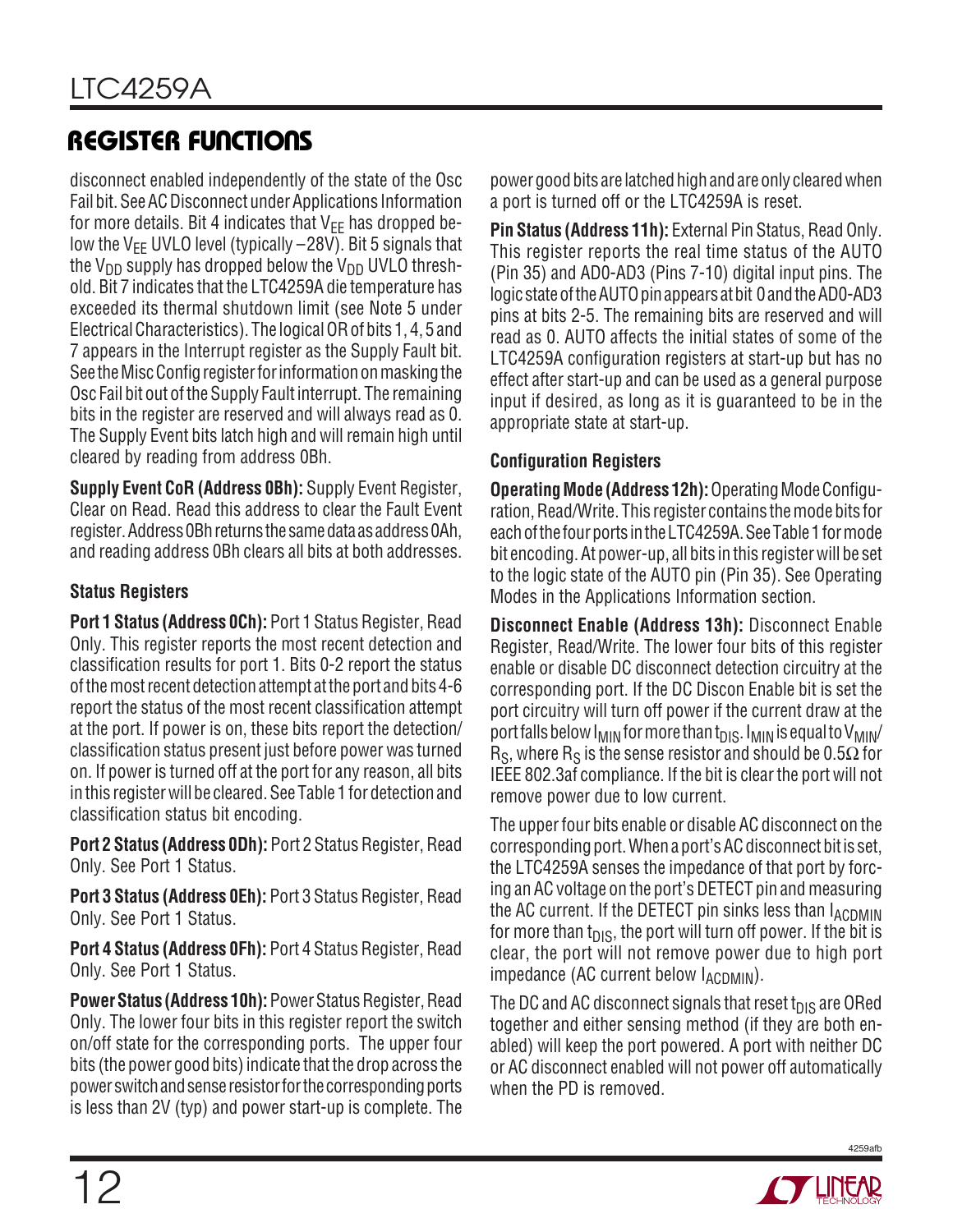## REGISTER FUNCTIONS

disconnect enabled independently of the state of the Osc Fail bit. See AC Disconnect under Applications Information for more details. Bit 4 indicates that $V_{EE}$ has dropped below the $V_{EE}$ UVLO level (typically –28V). Bit 5 signals that the $V_{DD}$ supply has dropped below the $V_{DD}$ UVLO threshold. Bit 7 indicates that the LTC4259A die temperature has exceeded its thermal shutdown limit (see Note 5 under Electrical Characteristics). The logical OR of bits 1, 4, 5 and 7 appears in the Interrupt register as the Supply Fault bit. See the Misc Config register for information on masking the Osc Fail bit out of the Supply Fault interrupt. The remaining bits in the register are reserved and will always read as 0. The Supply Event bits latch high and will remain high until cleared by reading from address 0Bh.

**Supply Event CoR (Address 0Bh):** Supply Event Register, Clear on Read. Read this address to clear the Fault Event register. Address 0Bh returns the same data as address 0Ah, and reading address 0Bh clears all bits at both addresses.

### Status Registers

**Port 1 Status (Address 0Ch):** Port 1 Status Register, Read Only. This register reports the most recent detection and classification results for port 1. Bits 0-2 report the status of the most recent detection attempt at the port and bits 4-6 report the status of the most recent classification attempt at the port. If power is on, these bits report the detection/classification status present just before power was turned on. If power is turned off at the port for any reason, all bits in this register will be cleared. See Table 1 for detection and classification status bit encoding.

**Port 2 Status (Address 0Dh):** Port 2 Status Register, Read Only. See Port 1 Status.

**Port 3 Status (Address 0Eh):** Port 3 Status Register, Read Only. See Port 1 Status.

**Port 4 Status (Address 0Fh):** Port 4 Status Register, Read Only. See Port 1 Status.

**Power Status (Address 10h):** Power Status Register, Read Only. The lower four bits in this register report the switch on/off state for the corresponding ports. The upper four bits (the power good bits) indicate that the drop across the power switch and sense resistor for the corresponding ports is less than 2V (typ) and power start-up is complete. The power good bits are latched high and are only cleared when a port is turned off or the LTC4259A is reset.

**Pin Status (Address 11h):** External Pin Status, Read Only. This register reports the real time status of the AUTO (Pin 35) and AD0-AD3 (Pins 7-10) digital input pins. The logic state of the AUTO pin appears at bit 0 and the AD0-AD3 pins at bits 2-5. The remaining bits are reserved and will read as 0. AUTO affects the initial states of some of the LTC4259A configuration registers at start-up but has no effect after start-up and can be used as a general purpose input if desired, as long as it is guaranteed to be in the appropriate state at start-up.

### Configuration Registers

**Operating Mode (Address 12h):** Operating Mode Configuration, Read/Write. This register contains the mode bits for each of the four ports in the LTC4259A. See Table 1 for mode bit encoding. At power-up, all bits in this register will be set to the logic state of the AUTO pin (Pin 35). See Operating Modes in the Applications Information section.

**Disconnect Enable (Address 13h):** Disconnect Enable Register, Read/Write. The lower four bits of this register enable or disable DC disconnect detection circuitry at the corresponding port. If the DC Discon Enable bit is set the port circuitry will turn off power if the current draw at the port falls below $I_{MIN}$ for more than $t_{DIS}$. $I_{MIN}$ is equal to $V_{MIN}/R_S$, where $R_S$ is the sense resistor and should be 0.5Ω for IEEE 802.3af compliance. If the bit is clear the port will not remove power due to low current.

The upper four bits enable or disable AC disconnect on the corresponding port. When a port's AC disconnect bit is set, the LTC4259A senses the impedance of that port by forcing an AC voltage on the port's DETECT pin and measuring the AC current. If the DETECT pin sinks less than $I_{ACDMIN}$ for more than $t_{DIS}$, the port will turn off power. If the bit is clear, the port will not remove power due to high port impedance (AC current below $I_{ACDMIN}$).

The DC and AC disconnect signals that reset $t_{DIS}$ are ORed together and either sensing method (if they are both enabled) will keep the port powered. A port with neither DC or AC disconnect enabled will not power off automatically when the PD is removed.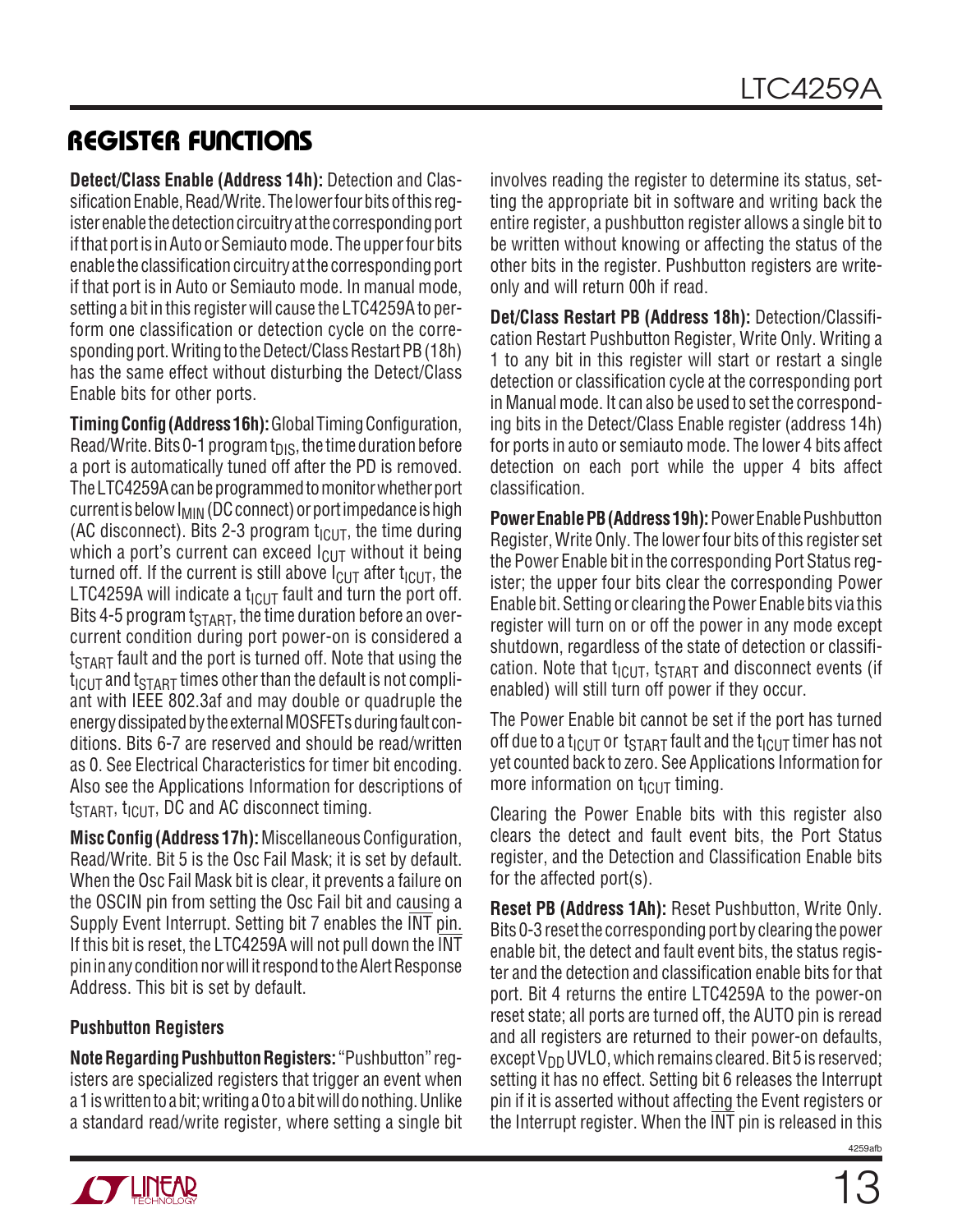## REGISTER FUNCTIONS

**Detect/Class Enable (Address 14h):** Detection and Classification Enable, Read/Write. The lower four bits of this register enable the detection circuitry at the corresponding port if that port is in Auto or Semiauto mode. The upper four bits enable the classification circuitry at the corresponding port if that port is in Auto or Semiauto mode. In manual mode, setting a bit in this register will cause the LTC4259A to perform one classification or detection cycle on the corresponding port. Writing to the Detect/Class Restart PB (18h) has the same effect without disturbing the Detect/Class Enable bits for other ports.

**Timing Config (Address 16h):** Global Timing Configuration, Read/Write. Bits 0-1 program $t_{DIS}$, the time duration before a port is automatically tuned off after the PD is removed. The LTC4259A can be programmed to monitor whether port current is below $I_{MIN}$ (DC connect) or port impedance is high (AC disconnect). Bits 2-3 program $t_{ICUT}$, the time during which a port's current can exceed $I_{CUT}$ without it being turned off. If the current is still above $I_{CUT}$ after $t_{ICUT}$, the LTC4259A will indicate a $t_{ICUT}$ fault and turn the port off. Bits 4-5 program $t_{START}$, the time duration before an overcurrent condition during port power-on is considered a $t_{START}$ fault and the port is turned off. Note that using the $t_{ICUT}$ and $t_{START}$ times other than the default is not compliant with IEEE 802.3af and may double or quadruple the energy dissipated by the external MOSFETs during fault conditions. Bits 6-7 are reserved and should be read/written as 0. See Electrical Characteristics for timer bit encoding. Also see the Applications Information for descriptions of $t_{START}$, $t_{ICUT}$, DC and AC disconnect timing.

**Misc Config (Address 17h):** Miscellaneous Configuration, Read/Write. Bit 5 is the Osc Fail Mask; it is set by default. When the Osc Fail Mask bit is clear, it prevents a failure on the OSCIN pin from setting the Osc Fail bit and causing a Supply Event Interrupt. Setting bit 7 enables the $\overline{INT}$ pin. If this bit is reset, the LTC4259A will not pull down the $\overline{INT}$ pin in any condition nor will it respond to the Alert Response Address. This bit is set by default.

### Pushbutton Registers

**Note Regarding Pushbutton Registers:** "Pushbutton" registers are specialized registers that trigger an event when a 1 is written to a bit; writing a 0 to a bit will do nothing. Unlike a standard read/write register, where setting a single bit involves reading the register to determine its status, setting the appropriate bit in software and writing back the entire register, a pushbutton register allows a single bit to be written without knowing or affecting the status of the other bits in the register. Pushbutton registers are write-only and will return 00h if read.

**Det/Class Restart PB (Address 18h):** Detection/Classification Restart Pushbutton Register, Write Only. Writing a 1 to any bit in this register will start or restart a single detection or classification cycle at the corresponding port in Manual mode. It can also be used to set the corresponding bits in the Detect/Class Enable register (address 14h) for ports in auto or semiauto mode. The lower 4 bits affect detection on each port while the upper 4 bits affect classification.

**Power Enable PB (Address 19h):** Power Enable Pushbutton Register, Write Only. The lower four bits of this register set the Power Enable bit in the corresponding Port Status register; the upper four bits clear the corresponding Power Enable bit. Setting or clearing the Power Enable bits via this register will turn on or off the power in any mode except shutdown, regardless of the state of detection or classification. Note that $t_{ICUT}$, $t_{START}$ and disconnect events (if enabled) will still turn off power if they occur.

The Power Enable bit cannot be set if the port has turned off due to a $t_{ICUT}$ or $t_{START}$ fault and the $t_{ICUT}$ timer has not yet counted back to zero. See Applications Information for more information on $t_{ICUT}$ timing.

Clearing the Power Enable bits with this register also clears the detect and fault event bits, the Port Status register, and the Detection and Classification Enable bits for the affected port(s).

**Reset PB (Address 1Ah):** Reset Pushbutton, Write Only. Bits 0-3 reset the corresponding port by clearing the power enable bit, the detect and fault event bits, the status register and the detection and classification enable bits for that port. Bit 4 returns the entire LTC4259A to the power-on reset state; all ports are turned off, the AUTO pin is reread and all registers are returned to their power-on defaults, except $V_{DD}$ UVLO, which remains cleared. Bit 5 is reserved; setting it has no effect. Setting bit 6 releases the Interrupt pin if it is asserted without affecting the Event registers or the Interrupt register. When the $\overline{INT}$ pin is released in this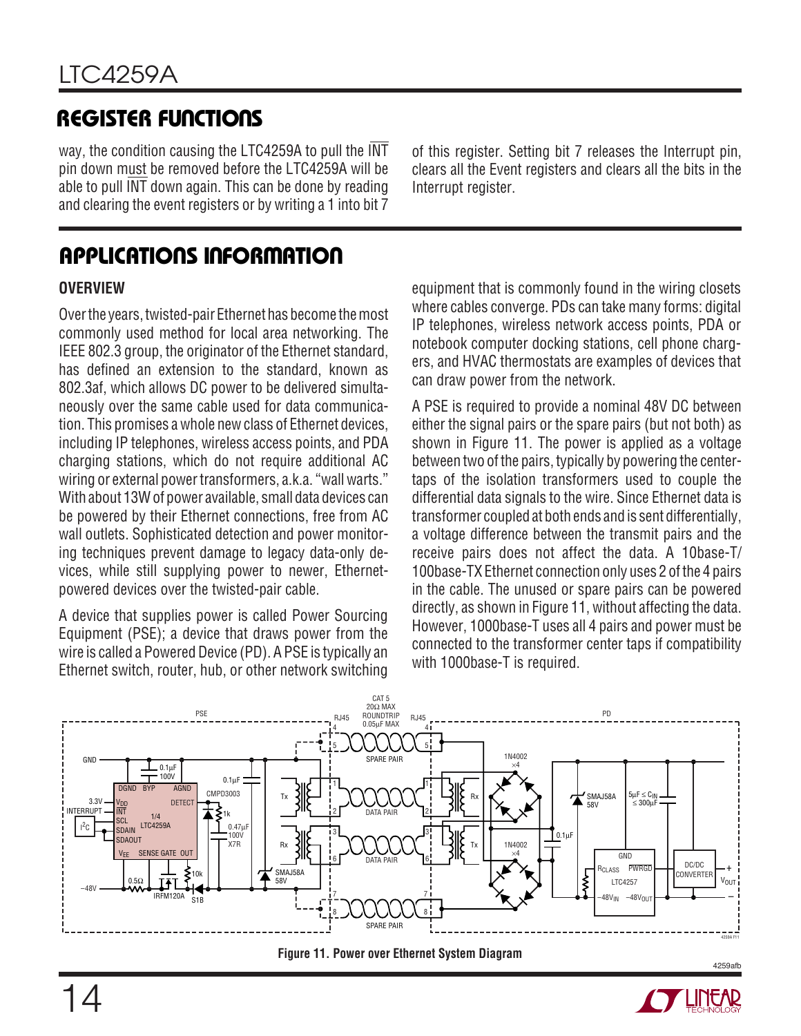## REGISTER FUNCTIONS

way, the condition causing the LTC4259A to pull the $\overline{INT}$ pin down must be removed before the LTC4259A will be able to pull $\overline{INT}$ down again. This can be done by reading and clearing the event registers or by writing a 1 into bit 7 of this register. Setting bit 7 releases the Interrupt pin, clears all the Event registers and clears all the bits in the Interrupt register.

## APPLICATIONS INFORMATION

### OVERVIEW

Over the years, twisted-pair Ethernet has become the most commonly used method for local area networking. The IEEE 802.3 group, the originator of the Ethernet standard, has defined an extension to the standard, known as 802.3af, which allows DC power to be delivered simultaneously over the same cable used for data communication. This promises a whole new class of Ethernet devices, including IP telephones, wireless access points, and PDA charging stations, which do not require additional AC wiring or external power transformers, a.k.a. "wall warts." With about 13W of power available, small data devices can be powered by their Ethernet connections, free from AC wall outlets. Sophisticated detection and power monitoring techniques prevent damage to legacy data-only devices, while still supplying power to newer, Ethernet-powered devices over the twisted-pair cable.

A device that supplies power is called Power Sourcing Equipment (PSE); a device that draws power from the wire is called a Powered Device (PD). A PSE is typically an Ethernet switch, router, hub, or other network switching equipment that is commonly found in the wiring closets where cables converge. PDs can take many forms: digital IP telephones, wireless network access points, PDA or notebook computer docking stations, cell phone chargers, and HVAC thermostats are examples of devices that can draw power from the network.

A PSE is required to provide a nominal 48V DC between either the signal pairs or the spare pairs (but not both) as shown in Figure 11. The power is applied as a voltage between two of the pairs, typically by powering the center-taps of the isolation transformers used to couple the differential data signals to the wire. Since Ethernet data is transformer coupled at both ends and is sent differentially, a voltage difference between the transmit pairs and the receive pairs does not affect the data. A 10base-T/100base-TX Ethernet connection only uses 2 of the 4 pairs in the cable. The unused or spare pairs can be powered directly, as shown in Figure 11, without affecting the data. However, 1000base-T uses all 4 pairs and power must be connected to the transformer center taps if compatibility with 1000base-T is required.

**Figure 11. Power over Ethernet System Diagram**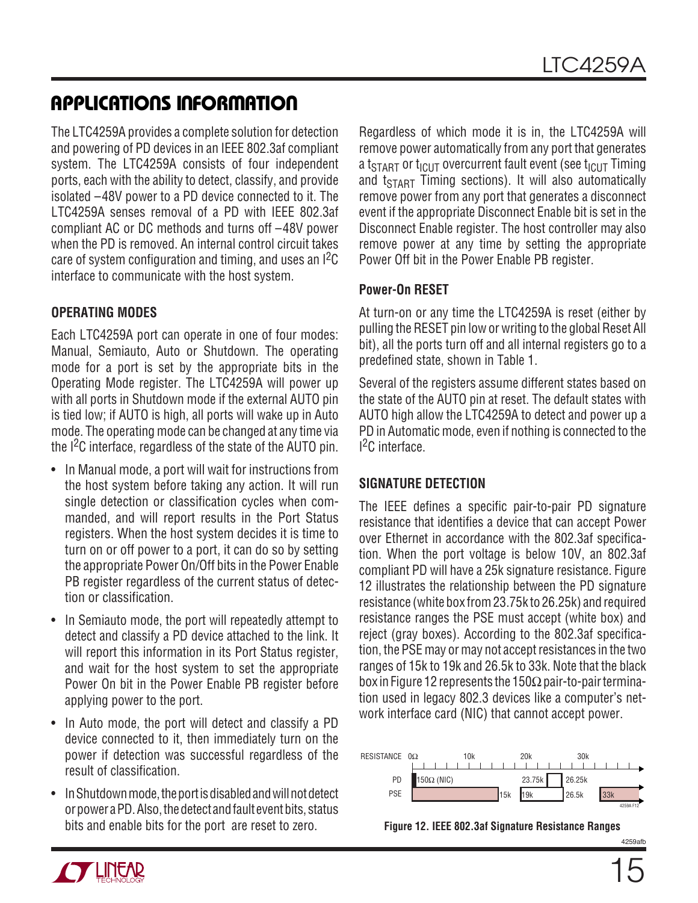## APPLICATIONS INFORMATION

The LTC4259A provides a complete solution for detection and powering of PD devices in an IEEE 802.3af compliant system. The LTC4259A consists of four independent ports, each with the ability to detect, classify, and provide isolated –48V power to a PD device connected to it. The LTC4259A senses removal of a PD with IEEE 802.3af compliant AC or DC methods and turns off –48V power when the PD is removed. An internal control circuit takes care of system configuration and timing, and uses an I²C interface to communicate with the host system.

### OPERATING MODES

Each LTC4259A port can operate in one of four modes: Manual, Semiauto, Auto or Shutdown. The operating mode for a port is set by the appropriate bits in the Operating Mode register. The LTC4259A will power up with all ports in Shutdown mode if the external AUTO pin is tied low; if AUTO is high, all ports will wake up in Auto mode. The operating mode can be changed at any time via the I²C interface, regardless of the state of the AUTO pin.

- In Manual mode, a port will wait for instructions from the host system before taking any action. It will run single detection or classification cycles when commanded, and will report results in the Port Status registers. When the host system decides it is time to turn on or off power to a port, it can do so by setting the appropriate Power On/Off bits in the Power Enable PB register regardless of the current status of detection or classification.
- In Semiauto mode, the port will repeatedly attempt to detect and classify a PD device attached to the link. It will report this information in its Port Status register, and wait for the host system to set the appropriate Power On bit in the Power Enable PB register before applying power to the port.
- In Auto mode, the port will detect and classify a PD device connected to it, then immediately turn on the power if detection was successful regardless of the result of classification.
- In Shutdown mode, the port is disabled and will not detect or power a PD. Also, the detect and fault event bits, status bits and enable bits for the port are reset to zero.

Regardless of which mode it is in, the LTC4259A will remove power automatically from any port that generates a $t_{START}$ or $t_{ICUT}$ overcurrent fault event (see $t_{ICUT}$ Timing and $t_{START}$ Timing sections). It will also automatically remove power from any port that generates a disconnect event if the appropriate Disconnect Enable bit is set in the Disconnect Enable register. The host controller may also remove power at any time by setting the appropriate Power Off bit in the Power Enable PB register.

### Power-On RESET

At turn-on or any time the LTC4259A is reset (either by pulling the RESET pin low or writing to the global Reset All bit), all the ports turn off and all internal registers go to a predefined state, shown in Table 1.

Several of the registers assume different states based on the state of the AUTO pin at reset. The default states with AUTO high allow the LTC4259A to detect and power up a PD in Automatic mode, even if nothing is connected to the I²C interface.

### SIGNATURE DETECTION

The IEEE defines a specific pair-to-pair PD signature resistance that identifies a device that can accept Power over Ethernet in accordance with the 802.3af specification. When the port voltage is below 10V, an 802.3af compliant PD will have a 25k signature resistance. Figure 12 illustrates the relationship between the PD signature resistance (white box from 23.75k to 26.25k) and required resistance ranges the PSE must accept (white box) and reject (gray boxes). According to the 802.3af specification, the PSE may or may not accept resistances in the two ranges of 15k to 19k and 26.5k to 33k. Note that the black box in Figure 12 represents the 150Ω pair-to-pair termination used in legacy 802.3 devices like a computer's network interface card (NIC) that cannot accept power.

RESISTANCE 0Ω 10k 20k 30k

PD: 150Ω (NIC) 23.75k 26.25k

PSE: 15k 19k 26.5k 33k

**Figure 12. IEEE 802.3af Signature Resistance Ranges**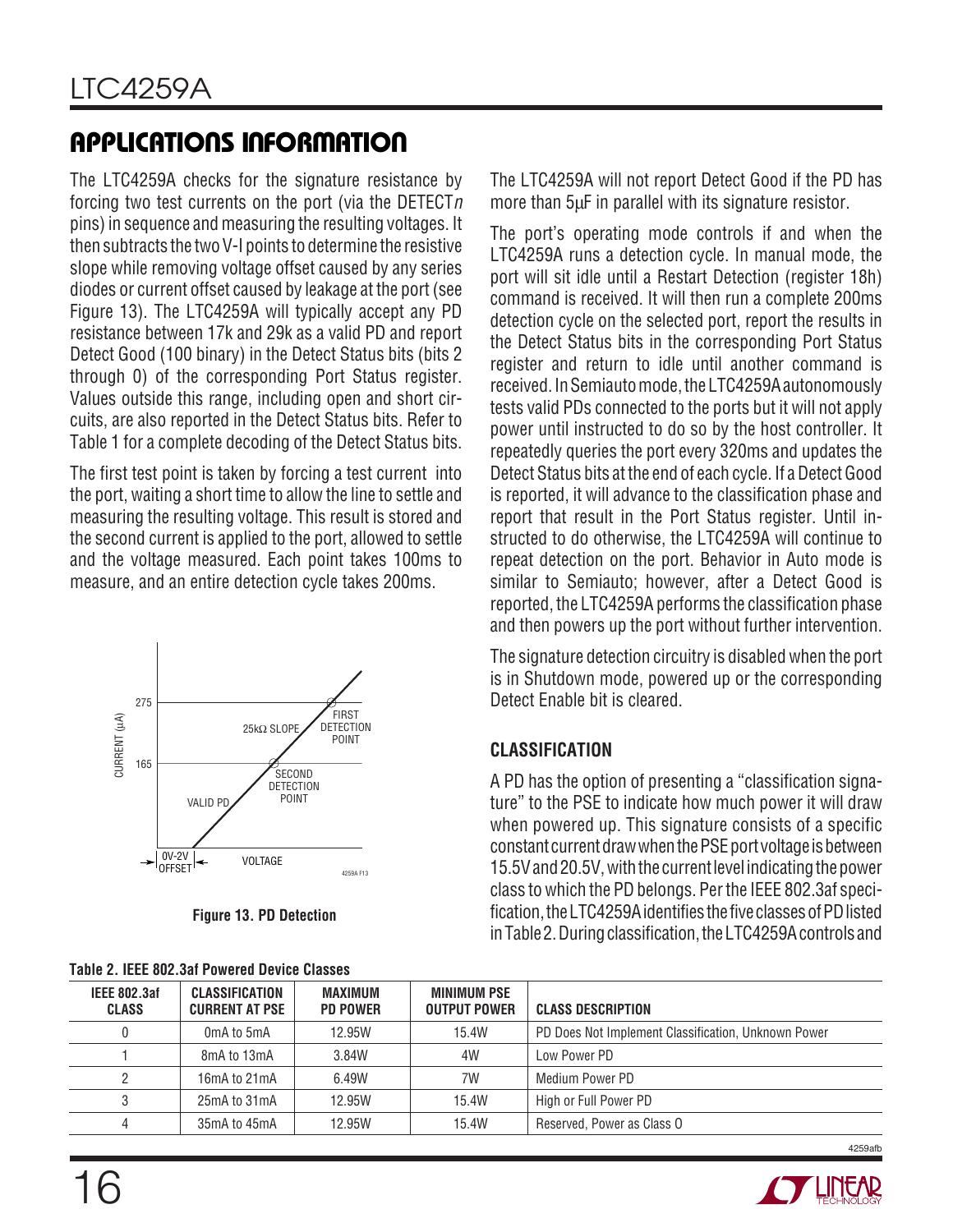## APPLICATIONS INFORMATION

The LTC4259A checks for the signature resistance by forcing two test currents on the port (via the DETECT*n* pins) in sequence and measuring the resulting voltages. It then subtracts the two V-I points to determine the resistive slope while removing voltage offset caused by any series diodes or current offset caused by leakage at the port (see Figure 13). The LTC4259A will typically accept any PD resistance between 17k and 29k as a valid PD and report Detect Good (100 binary) in the Detect Status bits (bits 2 through 0) of the corresponding Port Status register. Values outside this range, including open and short circuits, are also reported in the Detect Status bits. Refer to Table 1 for a complete decoding of the Detect Status bits.

The first test point is taken by forcing a test current into the port, waiting a short time to allow the line to settle and measuring the resulting voltage. This result is stored and the second current is applied to the port, allowed to settle and the voltage measured. Each point takes 100ms to measure, and an entire detection cycle takes 200ms.

**Figure 13. PD Detection**

The LTC4259A will not report Detect Good if the PD has more than 5µF in parallel with its signature resistor.

The port's operating mode controls if and when the LTC4259A runs a detection cycle. In manual mode, the port will sit idle until a Restart Detection (register 18h) command is received. It will then run a complete 200ms detection cycle on the selected port, report the results in the Detect Status bits in the corresponding Port Status register and return to idle until another command is received. In Semiauto mode, the LTC4259A autonomously tests valid PDs connected to the ports but it will not apply power until instructed to do so by the host controller. It repeatedly queries the port every 320ms and updates the Detect Status bits at the end of each cycle. If a Detect Good is reported, it will advance to the classification phase and report that result in the Port Status register. Until instructed to do otherwise, the LTC4259A will continue to repeat detection on the port. Behavior in Auto mode is similar to Semiauto; however, after a Detect Good is reported, the LTC4259A performs the classification phase and then powers up the port without further intervention.

The signature detection circuitry is disabled when the port is in Shutdown mode, powered up or the corresponding Detect Enable bit is cleared.

### CLASSIFICATION

A PD has the option of presenting a "classification signature" to the PSE to indicate how much power it will draw when powered up. This signature consists of a specific constant current draw when the PSE port voltage is between 15.5V and 20.5V, with the current level indicating the power class to which the PD belongs. Per the IEEE 802.3af specification, the LTC4259A identifies the five classes of PD listed in Table 2. During classification, the LTC4259A controls and

**Table 2. IEEE 802.3af Powered Device Classes**

| IEEE 802.3af CLASS | CLASSIFICATION CURRENT AT PSE | MAXIMUM PD POWER | MINIMUM PSE OUTPUT POWER | CLASS DESCRIPTION |
|---|---|---|---|---|
| 0 | 0mA to 5mA | 12.95W | 15.4W | PD Does Not Implement Classification, Unknown Power |
| 1 | 8mA to 13mA | 3.84W | 4W | Low Power PD |
| 2 | 16mA to 21mA | 6.49W | 7W | Medium Power PD |
| 3 | 25mA to 31mA | 12.95W | 15.4W | High or Full Power PD |
| 4 | 35mA to 45mA | 12.95W | 15.4W | Reserved, Power as Class 0 |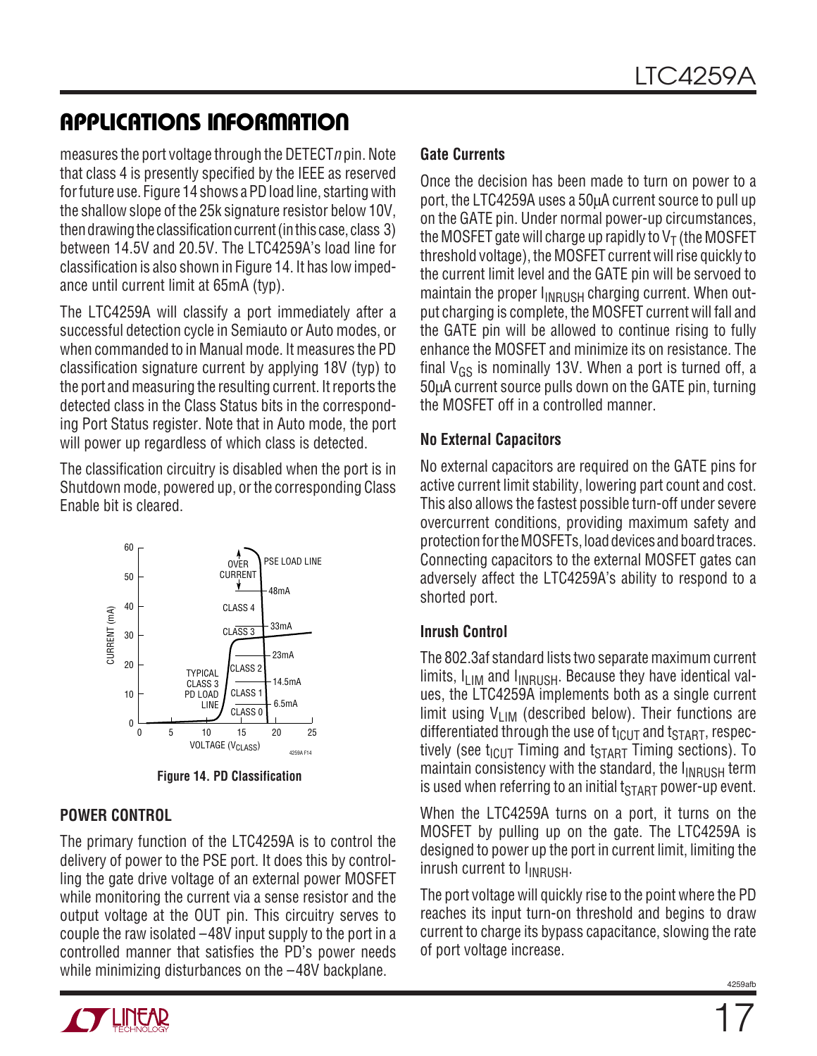## APPLICATIONS INFORMATION

measures the port voltage through the DETECT*n* pin. Note that class 4 is presently specified by the IEEE as reserved for future use. Figure 14 shows a PD load line, starting with the shallow slope of the 25k signature resistor below 10V, then drawing the classification current (in this case, class 3) between 14.5V and 20.5V. The LTC4259A's load line for classification is also shown in Figure 14. It has low impedance until current limit at 65mA (typ).

The LTC4259A will classify a port immediately after a successful detection cycle in Semiauto or Auto modes, or when commanded to in Manual mode. It measures the PD classification signature current by applying 18V (typ) to the port and measuring the resulting current. It reports the detected class in the Class Status bits in the corresponding Port Status register. Note that in Auto mode, the port will power up regardless of which class is detected.

The classification circuitry is disabled when the port is in Shutdown mode, powered up, or the corresponding Class Enable bit is cleared.

**Figure 14. PD Classification**

### POWER CONTROL

The primary function of the LTC4259A is to control the delivery of power to the PSE port. It does this by controlling the gate drive voltage of an external power MOSFET while monitoring the current via a sense resistor and the output voltage at the OUT pin. This circuitry serves to couple the raw isolated –48V input supply to the port in a controlled manner that satisfies the PD's power needs while minimizing disturbances on the –48V backplane.

### Gate Currents

Once the decision has been made to turn on power to a port, the LTC4259A uses a 50µA current source to pull up on the GATE pin. Under normal power-up circumstances, the MOSFET gate will charge up rapidly to $V_T$ (the MOSFET threshold voltage), the MOSFET current will rise quickly to the current limit level and the GATE pin will be servoed to maintain the proper $I_{INRUSH}$ charging current. When output charging is complete, the MOSFET current will fall and the GATE pin will be allowed to continue rising to fully enhance the MOSFET and minimize its on resistance. The final $V_{GS}$ is nominally 13V. When a port is turned off, a 50µA current source pulls down on the GATE pin, turning the MOSFET off in a controlled manner.

### No External Capacitors

No external capacitors are required on the GATE pins for active current limit stability, lowering part count and cost. This also allows the fastest possible turn-off under severe overcurrent conditions, providing maximum safety and protection for the MOSFETs, load devices and board traces. Connecting capacitors to the external MOSFET gates can adversely affect the LTC4259A's ability to respond to a shorted port.

### Inrush Control

The 802.3af standard lists two separate maximum current limits, $I_{LIM}$ and $I_{INRUSH}$. Because they have identical values, the LTC4259A implements both as a single current limit using $V_{LIM}$ (described below). Their functions are differentiated through the use of $t_{ICUT}$ and $t_{START}$, respectively (see $t_{ICUT}$ Timing and $t_{START}$ Timing sections). To maintain consistency with the standard, the $I_{INRUSH}$ term is used when referring to an initial $t_{START}$ power-up event.

When the LTC4259A turns on a port, it turns on the MOSFET by pulling up on the gate. The LTC4259A is designed to power up the port in current limit, limiting the inrush current to $I_{INRUSH}$.

The port voltage will quickly rise to the point where the PD reaches its input turn-on threshold and begins to draw current to charge its bypass capacitance, slowing the rate of port voltage increase.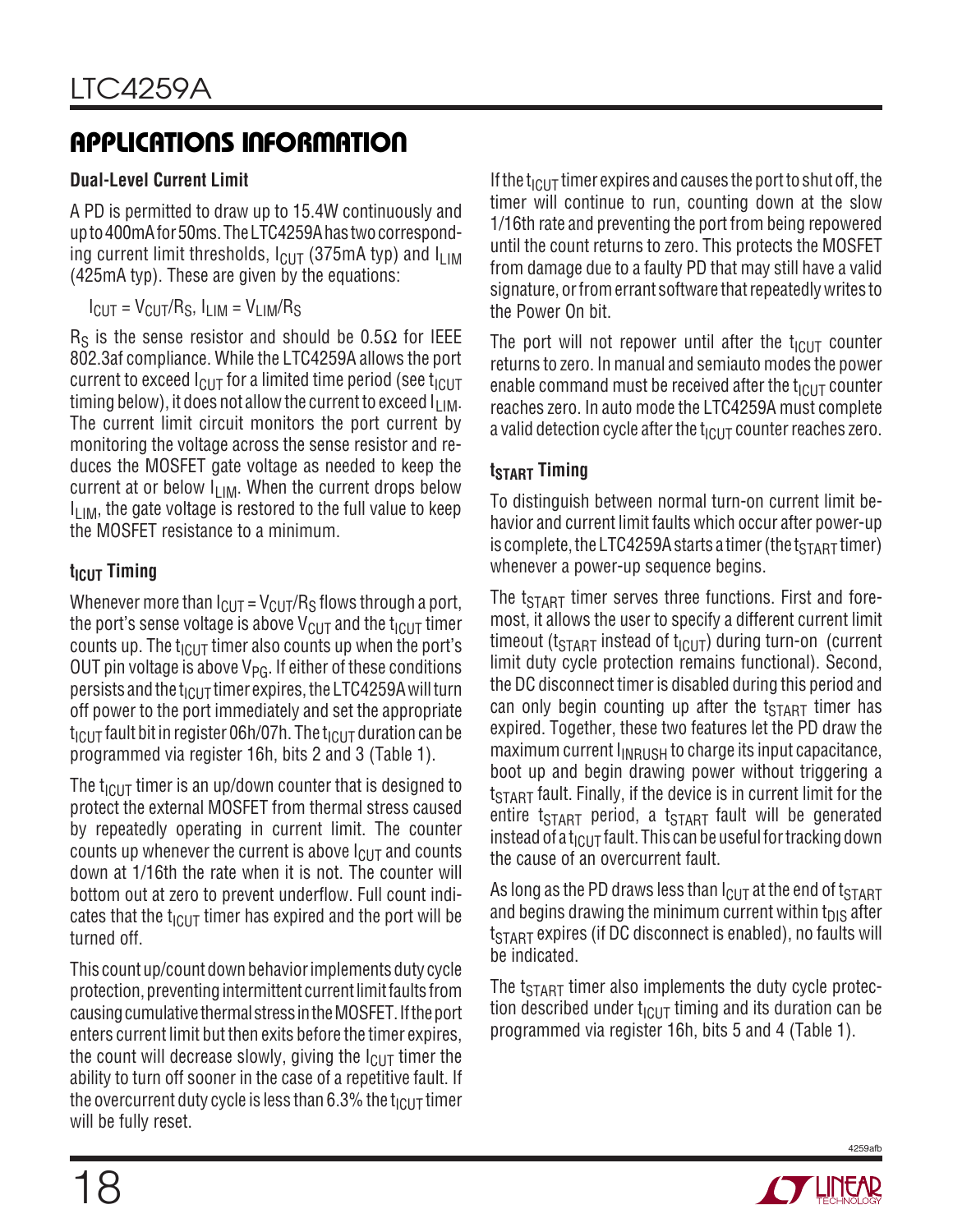## APPLICATIONS INFORMATION

### Dual-Level Current Limit

A PD is permitted to draw up to 15.4W continuously and up to 400mA for 50ms. The LTC4259A has two corresponding current limit thresholds, $I_{CUT}$ (375mA typ) and $I_{LIM}$ (425mA typ). These are given by the equations:

$$I_{CUT} = V_{CUT}/R_S, \; I_{LIM} = V_{LIM}/R_S$$

$R_S$ is the sense resistor and should be 0.5Ω for IEEE 802.3af compliance. While the LTC4259A allows the port current to exceed $I_{CUT}$ for a limited time period (see $t_{ICUT}$ timing below), it does not allow the current to exceed $I_{LIM}$. The current limit circuit monitors the port current by monitoring the voltage across the sense resistor and reduces the MOSFET gate voltage as needed to keep the current at or below $I_{LIM}$. When the current drops below $I_{LIM}$, the gate voltage is restored to the full value to keep the MOSFET resistance to a minimum.

### $t_{ICUT}$ Timing

Whenever more than $I_{CUT} = V_{CUT}/R_S$ flows through a port, the port's sense voltage is above $V_{CUT}$ and the $t_{ICUT}$ timer counts up. The $t_{ICUT}$ timer also counts up when the port's OUT pin voltage is above $V_{PG}$. If either of these conditions persists and the $t_{ICUT}$ timer expires, the LTC4259A will turn off power to the port immediately and set the appropriate $t_{ICUT}$ fault bit in register 06h/07h. The $t_{ICUT}$ duration can be programmed via register 16h, bits 2 and 3 (Table 1).

The $t_{ICUT}$ timer is an up/down counter that is designed to protect the external MOSFET from thermal stress caused by repeatedly operating in current limit. The counter counts up whenever the current is above $I_{CUT}$ and counts down at 1/16th the rate when it is not. The counter will bottom out at zero to prevent underflow. Full count indicates that the $t_{ICUT}$ timer has expired and the port will be turned off.

This count up/count down behavior implements duty cycle protection, preventing intermittent current limit faults from causing cumulative thermal stress in the MOSFET. If the port enters current limit but then exits before the timer expires, the count will decrease slowly, giving the $I_{CUT}$ timer the ability to turn off sooner in the case of a repetitive fault. If the overcurrent duty cycle is less than 6.3% the $t_{ICUT}$ timer will be fully reset.

If the $t_{ICUT}$ timer expires and causes the port to shut off, the timer will continue to run, counting down at the slow 1/16th rate and preventing the port from being repowered until the count returns to zero. This protects the MOSFET from damage due to a faulty PD that may still have a valid signature, or from errant software that repeatedly writes to the Power On bit.

The port will not repower until after the $t_{ICUT}$ counter returns to zero. In manual and semiauto modes the power enable command must be received after the $t_{ICUT}$ counter reaches zero. In auto mode the LTC4259A must complete a valid detection cycle after the $t_{ICUT}$ counter reaches zero.

### $t_{START}$ Timing

To distinguish between normal turn-on current limit behavior and current limit faults which occur after power-up is complete, the LTC4259A starts a timer (the $t_{START}$ timer) whenever a power-up sequence begins.

The $t_{START}$ timer serves three functions. First and foremost, it allows the user to specify a different current limit timeout ($t_{START}$ instead of $t_{ICUT}$) during turn-on (current limit duty cycle protection remains functional). Second, the DC disconnect timer is disabled during this period and can only begin counting up after the $t_{START}$ timer has expired. Together, these two features let the PD draw the maximum current $I_{INRUSH}$ to charge its input capacitance, boot up and begin drawing power without triggering a $t_{START}$ fault. Finally, if the device is in current limit for the entire $t_{START}$ period, a $t_{START}$ fault will be generated instead of a $t_{ICUT}$ fault. This can be useful for tracking down the cause of an overcurrent fault.

As long as the PD draws less than $I_{CUT}$ at the end of $t_{START}$ and begins drawing the minimum current within $t_{DIS}$ after $t_{START}$ expires (if DC disconnect is enabled), no faults will be indicated.

The $t_{START}$ timer also implements the duty cycle protection described under $t_{ICUT}$ timing and its duration can be programmed via register 16h, bits 5 and 4 (Table 1).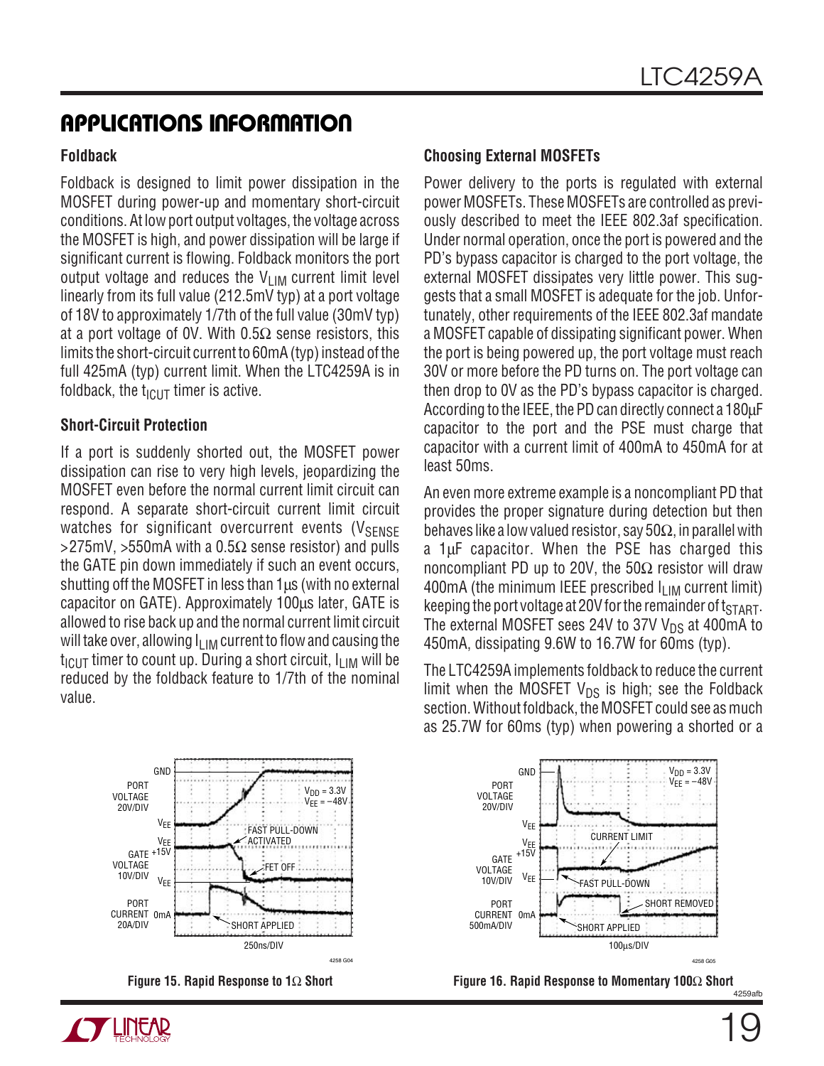## APPLICATIONS INFORMATION

### Foldback

Foldback is designed to limit power dissipation in the MOSFET during power-up and momentary short-circuit conditions. At low port output voltages, the voltage across the MOSFET is high, and power dissipation will be large if significant current is flowing. Foldback monitors the port output voltage and reduces the $V_{LIM}$ current limit level linearly from its full value (212.5mV typ) at a port voltage of 18V to approximately 1/7th of the full value (30mV typ) at a port voltage of 0V. With 0.5Ω sense resistors, this limits the short-circuit current to 60mA (typ) instead of the full 425mA (typ) current limit. When the LTC4259A is in foldback, the $t_{ICUT}$ timer is active.

### Short-Circuit Protection

If a port is suddenly shorted out, the MOSFET power dissipation can rise to very high levels, jeopardizing the MOSFET even before the normal current limit circuit can respond. A separate short-circuit current limit circuit watches for significant overcurrent events ($V_{SENSE}$ >275mV, >550mA with a 0.5Ω sense resistor) and pulls the GATE pin down immediately if such an event occurs, shutting off the MOSFET in less than 1µs (with no external capacitor on GATE). Approximately 100µs later, GATE is allowed to rise back up and the normal current limit circuit will take over, allowing $I_{LIM}$ current to flow and causing the $t_{ICUT}$ timer to count up. During a short circuit, $I_{LIM}$ will be reduced by the foldback feature to 1/7th of the nominal value.

### Choosing External MOSFETs

Power delivery to the ports is regulated with external power MOSFETs. These MOSFETs are controlled as previously described to meet the IEEE 802.3af specification. Under normal operation, once the port is powered and the PD's bypass capacitor is charged to the port voltage, the external MOSFET dissipates very little power. This suggests that a small MOSFET is adequate for the job. Unfortunately, other requirements of the IEEE 802.3af mandate a MOSFET capable of dissipating significant power. When the port is being powered up, the port voltage must reach 30V or more before the PD turns on. The port voltage can then drop to 0V as the PD's bypass capacitor is charged. According to the IEEE, the PD can directly connect a 180µF capacitor to the port and the PSE must charge that capacitor with a current limit of 400mA to 450mA for at least 50ms.

An even more extreme example is a noncompliant PD that provides the proper signature during detection but then behaves like a low valued resistor, say 50Ω, in parallel with a 1µF capacitor. When the PSE has charged this noncompliant PD up to 20V, the 50Ω resistor will draw 400mA (the minimum IEEE prescribed $I_{LIM}$ current limit) keeping the port voltage at 20V for the remainder of $t_{START}$. The external MOSFET sees 24V to 37V $V_{DS}$ at 400mA to 450mA, dissipating 9.6W to 16.7W for 60ms (typ).

The LTC4259A implements foldback to reduce the current limit when the MOSFET $V_{DS}$ is high; see the Foldback section. Without foldback, the MOSFET could see as much as 25.7W for 60ms (typ) when powering a shorted or a

**Figure 15. Rapid Response to 1Ω Short**

**Figure 16. Rapid Response to Momentary 100Ω Short**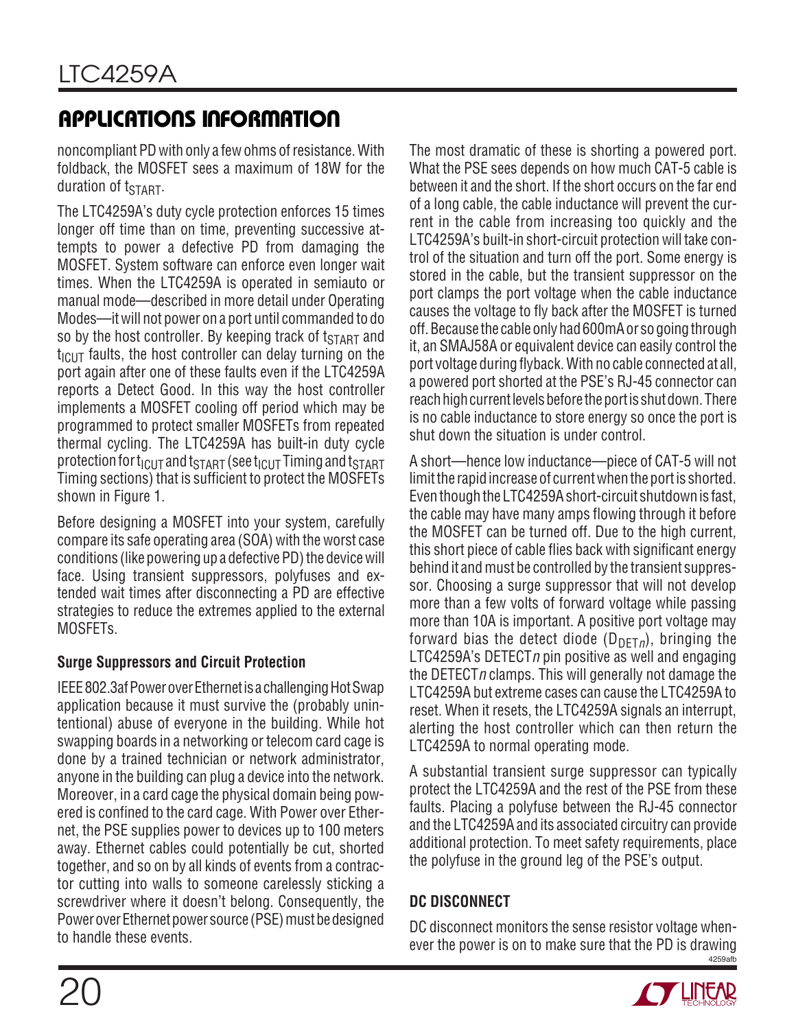## APPLICATIONS INFORMATION

noncompliant PD with only a few ohms of resistance. With foldback, the MOSFET sees a maximum of 18W for the duration of $t_{START}$.

The LTC4259A's duty cycle protection enforces 15 times longer off time than on time, preventing successive attempts to power a defective PD from damaging the MOSFET. System software can enforce even longer wait times. When the LTC4259A is operated in semiauto or manual mode—described in more detail under Operating Modes—it will not power on a port until commanded to do so by the host controller. By keeping track of $t_{START}$ and $t_{ICUT}$ faults, the host controller can delay turning on the port again after one of these faults even if the LTC4259A reports a Detect Good. In this way the host controller implements a MOSFET cooling off period which may be programmed to protect smaller MOSFETs from repeated thermal cycling. The LTC4259A has built-in duty cycle protection for $t_{ICUT}$ and $t_{START}$ (see $t_{ICUT}$ Timing and $t_{START}$ Timing sections) that is sufficient to protect the MOSFETs shown in Figure 1.

Before designing a MOSFET into your system, carefully compare its safe operating area (SOA) with the worst case conditions (like powering up a defective PD) the device will face. Using transient suppressors, polyfuses and extended wait times after disconnecting a PD are effective strategies to reduce the extremes applied to the external MOSFETs.

### Surge Suppressors and Circuit Protection

IEEE 802.3af Power over Ethernet is a challenging Hot Swap application because it must survive the (probably unintentional) abuse of everyone in the building. While hot swapping boards in a networking or telecom card cage is done by a trained technician or network administrator, anyone in the building can plug a device into the network. Moreover, in a card cage the physical domain being powered is confined to the card cage. With Power over Ethernet, the PSE supplies power to devices up to 100 meters away. Ethernet cables could potentially be cut, shorted together, and so on by all kinds of events from a contractor cutting into walls to someone carelessly sticking a screwdriver where it doesn't belong. Consequently, the Power over Ethernet power source (PSE) must be designed to handle these events.

The most dramatic of these is shorting a powered port. What the PSE sees depends on how much CAT-5 cable is between it and the short. If the short occurs on the far end of a long cable, the cable inductance will prevent the current in the cable from increasing too quickly and the LTC4259A's built-in short-circuit protection will take control of the situation and turn off the port. Some energy is stored in the cable, but the transient suppressor on the port clamps the port voltage when the cable inductance causes the voltage to fly back after the MOSFET is turned off. Because the cable only had 600mA or so going through it, an SMAJ58A or equivalent device can easily control the port voltage during flyback. With no cable connected at all, a powered port shorted at the PSE's RJ-45 connector can reach high current levels before the port is shut down. There is no cable inductance to store energy so once the port is shut down the situation is under control.

A short—hence low inductance—piece of CAT-5 will not limit the rapid increase of current when the port is shorted. Even though the LTC4259A short-circuit shutdown is fast, the cable may have many amps flowing through it before the MOSFET can be turned off. Due to the high current, this short piece of cable flies back with significant energy behind it and must be controlled by the transient suppressor. Choosing a surge suppressor that will not develop more than a few volts of forward voltage while passing more than 10A is important. A positive port voltage may forward bias the detect diode ($D_{DETn}$), bringing the LTC4259A's DETECT*n* pin positive as well and engaging the DETECT*n* clamps. This will generally not damage the LTC4259A but extreme cases can cause the LTC4259A to reset. When it resets, the LTC4259A signals an interrupt, alerting the host controller which can then return the LTC4259A to normal operating mode.

A substantial transient surge suppressor can typically protect the LTC4259A and the rest of the PSE from these faults. Placing a polyfuse between the RJ-45 connector and the LTC4259A and its associated circuitry can provide additional protection. To meet safety requirements, place the polyfuse in the ground leg of the PSE's output.

### DC DISCONNECT

DC disconnect monitors the sense resistor voltage whenever the power is on to make sure that the PD is drawing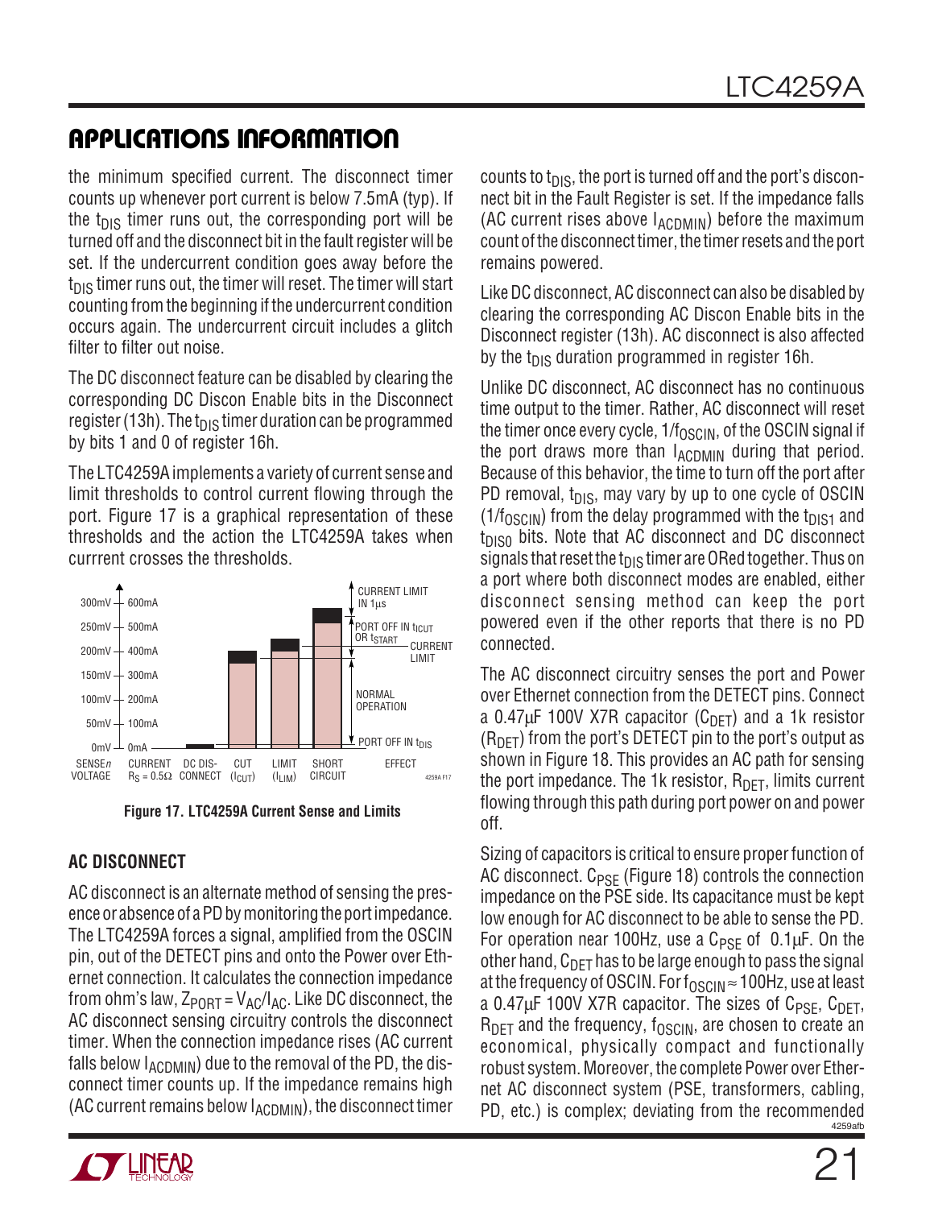## APPLICATIONS INFORMATION

the minimum specified current. The disconnect timer counts up whenever port current is below 7.5mA (typ). If the $t_{DIS}$ timer runs out, the corresponding port will be turned off and the disconnect bit in the fault register will be set. If the undercurrent condition goes away before the $t_{DIS}$ timer runs out, the timer will reset. The timer will start counting from the beginning if the undercurrent condition occurs again. The undercurrent circuit includes a glitch filter to filter out noise.

The DC disconnect feature can be disabled by clearing the corresponding DC Discon Enable bits in the Disconnect register (13h). The $t_{DIS}$ timer duration can be programmed by bits 1 and 0 of register 16h.

The LTC4259A implements a variety of current sense and limit thresholds to control current flowing through the port. Figure 17 is a graphical representation of these thresholds and the action the LTC4259A takes when currrent crosses the thresholds.

**Figure 17. LTC4259A Current Sense and Limits**

### AC DISCONNECT

AC disconnect is an alternate method of sensing the presence or absence of a PD by monitoring the port impedance. The LTC4259A forces a signal, amplified from the OSCIN pin, out of the DETECT pins and onto the Power over Ethernet connection. It calculates the connection impedance from ohm's law, $Z_{PORT} = V_{AC}/I_{AC}$. Like DC disconnect, the AC disconnect sensing circuitry controls the disconnect timer. When the connection impedance rises (AC current falls below $I_{ACDMIN}$) due to the removal of the PD, the disconnect timer counts up. If the impedance remains high (AC current remains below $I_{ACDMIN}$), the disconnect timer counts to $t_{DIS}$, the port is turned off and the port's disconnect bit in the Fault Register is set. If the impedance falls (AC current rises above $I_{ACDMIN}$) before the maximum count of the disconnect timer, the timer resets and the port remains powered.

Like DC disconnect, AC disconnect can also be disabled by clearing the corresponding AC Discon Enable bits in the Disconnect register (13h). AC disconnect is also affected by the $t_{DIS}$ duration programmed in register 16h.

Unlike DC disconnect, AC disconnect has no continuous time output to the timer. Rather, AC disconnect will reset the timer once every cycle, $1/f_{OSCIN}$, of the OSCIN signal if the port draws more than $I_{ACDMIN}$ during that period. Because of this behavior, the time to turn off the port after PD removal, $t_{DIS}$, may vary by up to one cycle of OSCIN ($1/f_{OSCIN}$) from the delay programmed with the $t_{DIS1}$ and $t_{DIS0}$ bits. Note that AC disconnect and DC disconnect signals that reset the $t_{DIS}$ timer are ORed together. Thus on a port where both disconnect modes are enabled, either disconnect sensing method can keep the port powered even if the other reports that there is no PD connected.

The AC disconnect circuitry senses the port and Power over Ethernet connection from the DETECT pins. Connect a 0.47µF 100V X7R capacitor ($C_{DET}$) and a 1k resistor ($R_{DET}$) from the port's DETECT pin to the port's output as shown in Figure 18. This provides an AC path for sensing the port impedance. The 1k resistor, $R_{DET}$, limits current flowing through this path during port power on and power off.

Sizing of capacitors is critical to ensure proper function of AC disconnect. $C_{PSE}$ (Figure 18) controls the connection impedance on the PSE side. Its capacitance must be kept low enough for AC disconnect to be able to sense the PD. For operation near 100Hz, use a $C_{PSE}$ of 0.1µF. On the other hand, $C_{DET}$ has to be large enough to pass the signal at the frequency of OSCIN. For $f_{OSCIN} \approx 100$Hz, use at least a 0.47µF 100V X7R capacitor. The sizes of $C_{PSE}$, $C_{DET}$, $R_{DET}$ and the frequency, $f_{OSCIN}$, are chosen to create an economical, physically compact and functionally robust system. Moreover, the complete Power over Ethernet AC disconnect system (PSE, transformers, cabling, PD, etc.) is complex; deviating from the recommended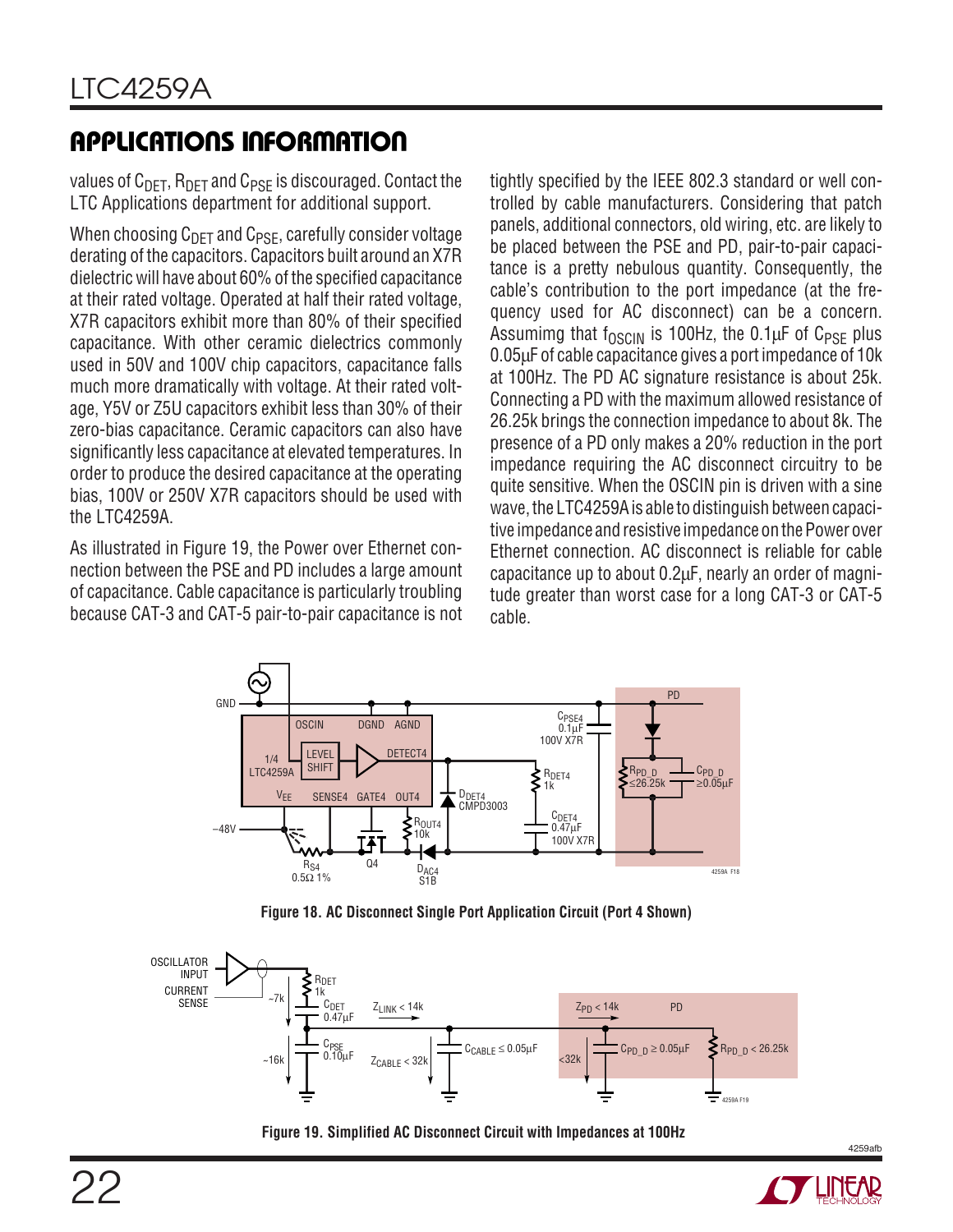## APPLICATIONS INFORMATION

values of $C_{DET}$, $R_{DET}$ and $C_{PSE}$ is discouraged. Contact the LTC Applications department for additional support.

When choosing $C_{DET}$ and $C_{PSE}$, carefully consider voltage derating of the capacitors. Capacitors built around an X7R dielectric will have about 60% of the specified capacitance at their rated voltage. Operated at half their rated voltage, X7R capacitors exhibit more than 80% of their specified capacitance. With other ceramic dielectrics commonly used in 50V and 100V chip capacitors, capacitance falls much more dramatically with voltage. At their rated voltage, Y5V or Z5U capacitors exhibit less than 30% of their zero-bias capacitance. Ceramic capacitors can also have significantly less capacitance at elevated temperatures. In order to produce the desired capacitance at the operating bias, 100V or 250V X7R capacitors should be used with the LTC4259A.

As illustrated in Figure 19, the Power over Ethernet connection between the PSE and PD includes a large amount of capacitance. Cable capacitance is particularly troubling because CAT-3 and CAT-5 pair-to-pair capacitance is not tightly specified by the IEEE 802.3 standard or well controlled by cable manufacturers. Considering that patch panels, additional connectors, old wiring, etc. are likely to be placed between the PSE and PD, pair-to-pair capacitance is a pretty nebulous quantity. Consequently, the cable's contribution to the port impedance (at the frequency used for AC disconnect) can be a concern. Assumimg that $f_{OSCIN}$ is 100Hz, the 0.1µF of $C_{PSE}$ plus 0.05µF of cable capacitance gives a port impedance of 10k at 100Hz. The PD AC signature resistance is about 25k. Connecting a PD with the maximum allowed resistance of 26.25k brings the connection impedance to about 8k. The presence of a PD only makes a 20% reduction in the port impedance requiring the AC disconnect circuitry to be quite sensitive. When the OSCIN pin is driven with a sine wave, the LTC4259A is able to distinguish between capacitive impedance and resistive impedance on the Power over Ethernet connection. AC disconnect is reliable for cable capacitance up to about 0.2µF, nearly an order of magnitude greater than worst case for a long CAT-3 or CAT-5 cable.

**Figure 18. AC Disconnect Single Port Application Circuit (Port 4 Shown)**

**Figure 19. Simplified AC Disconnect Circuit with Impedances at 100Hz**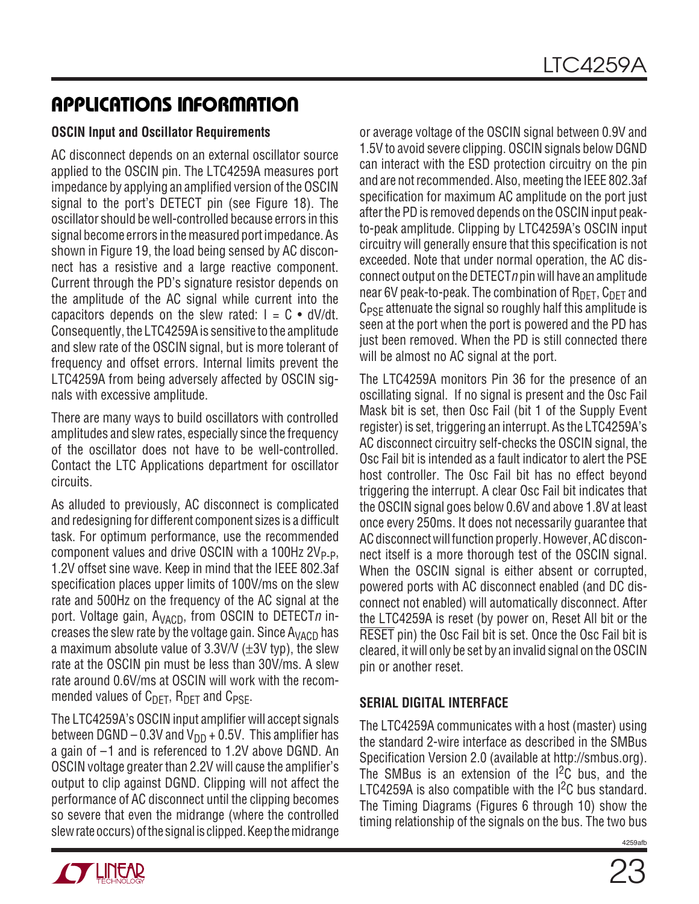## APPLICATIONS INFORMATION

### OSCIN Input and Oscillator Requirements

AC disconnect depends on an external oscillator source applied to the OSCIN pin. The LTC4259A measures port impedance by applying an amplified version of the OSCIN signal to the port's DETECT pin (see Figure 18). The oscillator should be well-controlled because errors in this signal become errors in the measured port impedance. As shown in Figure 19, the load being sensed by AC disconnect has a resistive and a large reactive component. Current through the PD's signature resistor depends on the amplitude of the AC signal while current into the capacitors depends on the slew rated: $I = C \bullet dV/dt$. Consequently, the LTC4259A is sensitive to the amplitude and slew rate of the OSCIN signal, but is more tolerant of frequency and offset errors. Internal limits prevent the LTC4259A from being adversely affected by OSCIN signals with excessive amplitude.

There are many ways to build oscillators with controlled amplitudes and slew rates, especially since the frequency of the oscillator does not have to be well-controlled. Contact the LTC Applications department for oscillator circuits.

As alluded to previously, AC disconnect is complicated and redesigning for different component sizes is a difficult task. For optimum performance, use the recommended component values and drive OSCIN with a 100Hz $2V_{P-P}$, 1.2V offset sine wave. Keep in mind that the IEEE 802.3af specification places upper limits of 100V/ms on the slew rate and 500Hz on the frequency of the AC signal at the port. Voltage gain, $A_{VACD}$, from OSCIN to DETECT*n* increases the slew rate by the voltage gain. Since $A_{VACD}$ has a maximum absolute value of 3.3V/V (±3V typ), the slew rate at the OSCIN pin must be less than 30V/ms. A slew rate around 0.6V/ms at OSCIN will work with the recommended values of $C_{DET}$, $R_{DET}$ and $C_{PSE}$.

The LTC4259A's OSCIN input amplifier will accept signals between DGND – 0.3V and $V_{DD}$ + 0.5V. This amplifier has a gain of –1 and is referenced to 1.2V above DGND. An OSCIN voltage greater than 2.2V will cause the amplifier's output to clip against DGND. Clipping will not affect the performance of AC disconnect until the clipping becomes so severe that even the midrange (where the controlled slew rate occurs) of the signal is clipped. Keep the midrange or average voltage of the OSCIN signal between 0.9V and 1.5V to avoid severe clipping. OSCIN signals below DGND can interact with the ESD protection circuitry on the pin and are not recommended. Also, meeting the IEEE 802.3af specification for maximum AC amplitude on the port just after the PD is removed depends on the OSCIN input peak-to-peak amplitude. Clipping by LTC4259A's OSCIN input circuitry will generally ensure that this specification is not exceeded. Note that under normal operation, the AC disconnect output on the DETECT*n* pin will have an amplitude near 6V peak-to-peak. The combination of $R_{DET}$, $C_{DET}$ and $C_{PSE}$ attenuate the signal so roughly half this amplitude is seen at the port when the port is powered and the PD has just been removed. When the PD is still connected there will be almost no AC signal at the port.

The LTC4259A monitors Pin 36 for the presence of an oscillating signal. If no signal is present and the Osc Fail Mask bit is set, then Osc Fail (bit 1 of the Supply Event register) is set, triggering an interrupt. As the LTC4259A's AC disconnect circuitry self-checks the OSCIN signal, the Osc Fail bit is intended as a fault indicator to alert the PSE host controller. The Osc Fail bit has no effect beyond triggering the interrupt. A clear Osc Fail bit indicates that the OSCIN signal goes below 0.6V and above 1.8V at least once every 250ms. It does not necessarily guarantee that AC disconnect will function properly. However, AC disconnect itself is a more thorough test of the OSCIN signal. When the OSCIN signal is either absent or corrupted, powered ports with AC disconnect enabled (and DC disconnect not enabled) will automatically disconnect. After the LTC4259A is reset (by power on, Reset All bit or the $\overline{\text{RESET}}$ pin) the Osc Fail bit is set. Once the Osc Fail bit is cleared, it will only be set by an invalid signal on the OSCIN pin or another reset.

### SERIAL DIGITAL INTERFACE

The LTC4259A communicates with a host (master) using the standard 2-wire interface as described in the SMBus Specification Version 2.0 (available at http://smbus.org). The SMBus is an extension of the $I^2C$ bus, and the LTC4259A is also compatible with the $I^2C$ bus standard. The Timing Diagrams (Figures 6 through 10) show the timing relationship of the signals on the bus. The two bus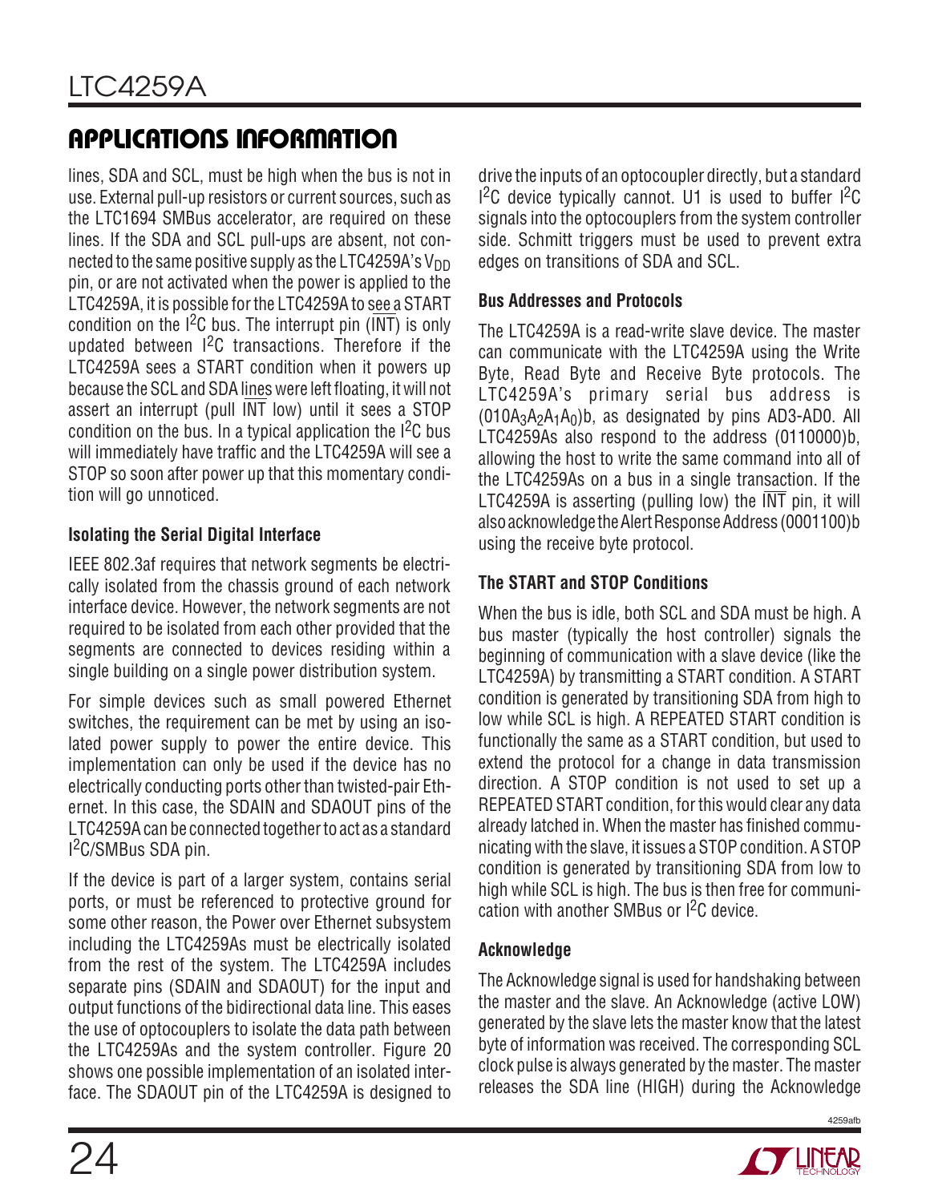## APPLICATIONS INFORMATION

lines, SDA and SCL, must be high when the bus is not in use. External pull-up resistors or current sources, such as the LTC1694 SMBus accelerator, are required on these lines. If the SDA and SCL pull-ups are absent, not connected to the same positive supply as the LTC4259A's $V_{DD}$ pin, or are not activated when the power is applied to the LTC4259A, it is possible for the LTC4259A to see a START condition on the I$^2$C bus. The interrupt pin ($\overline{INT}$) is only updated between I$^2$C transactions. Therefore if the LTC4259A sees a START condition when it powers up because the SCL and SDA lines were left floating, it will not assert an interrupt (pull $\overline{INT}$ low) until it sees a STOP condition on the bus. In a typical application the I$^2$C bus will immediately have traffic and the LTC4259A will see a STOP so soon after power up that this momentary condition will go unnoticed.

### Isolating the Serial Digital Interface

IEEE 802.3af requires that network segments be electrically isolated from the chassis ground of each network interface device. However, the network segments are not required to be isolated from each other provided that the segments are connected to devices residing within a single building on a single power distribution system.

For simple devices such as small powered Ethernet switches, the requirement can be met by using an isolated power supply to power the entire device. This implementation can only be used if the device has no electrically conducting ports other than twisted-pair Ethernet. In this case, the SDAIN and SDAOUT pins of the LTC4259A can be connected together to act as a standard I$^2$C/SMBus SDA pin.

If the device is part of a larger system, contains serial ports, or must be referenced to protective ground for some other reason, the Power over Ethernet subsystem including the LTC4259As must be electrically isolated from the rest of the system. The LTC4259A includes separate pins (SDAIN and SDAOUT) for the input and output functions of the bidirectional data line. This eases the use of optocouplers to isolate the data path between the LTC4259As and the system controller. Figure 20 shows one possible implementation of an isolated interface. The SDAOUT pin of the LTC4259A is designed to drive the inputs of an optocoupler directly, but a standard I$^2$C device typically cannot. U1 is used to buffer I$^2$C signals into the optocouplers from the system controller side. Schmitt triggers must be used to prevent extra edges on transitions of SDA and SCL.

### Bus Addresses and Protocols

The LTC4259A is a read-write slave device. The master can communicate with the LTC4259A using the Write Byte, Read Byte and Receive Byte protocols. The LTC4259A's primary serial bus address is $(010A_3A_2A_1A_0)$b, as designated by pins AD3-AD0. All LTC4259As also respond to the address (0110000)b, allowing the host to write the same command into all of the LTC4259As on a bus in a single transaction. If the LTC4259A is asserting (pulling low) the $\overline{INT}$ pin, it will also acknowledge the Alert Response Address (0001100)b using the receive byte protocol.

### The START and STOP Conditions

When the bus is idle, both SCL and SDA must be high. A bus master (typically the host controller) signals the beginning of communication with a slave device (like the LTC4259A) by transmitting a START condition. A START condition is generated by transitioning SDA from high to low while SCL is high. A REPEATED START condition is functionally the same as a START condition, but used to extend the protocol for a change in data transmission direction. A STOP condition is not used to set up a REPEATED START condition, for this would clear any data already latched in. When the master has finished communicating with the slave, it issues a STOP condition. A STOP condition is generated by transitioning SDA from low to high while SCL is high. The bus is then free for communication with another SMBus or I$^2$C device.

### Acknowledge

The Acknowledge signal is used for handshaking between the master and the slave. An Acknowledge (active LOW) generated by the slave lets the master know that the latest byte of information was received. The corresponding SCL clock pulse is always generated by the master. The master releases the SDA line (HIGH) during the Acknowledge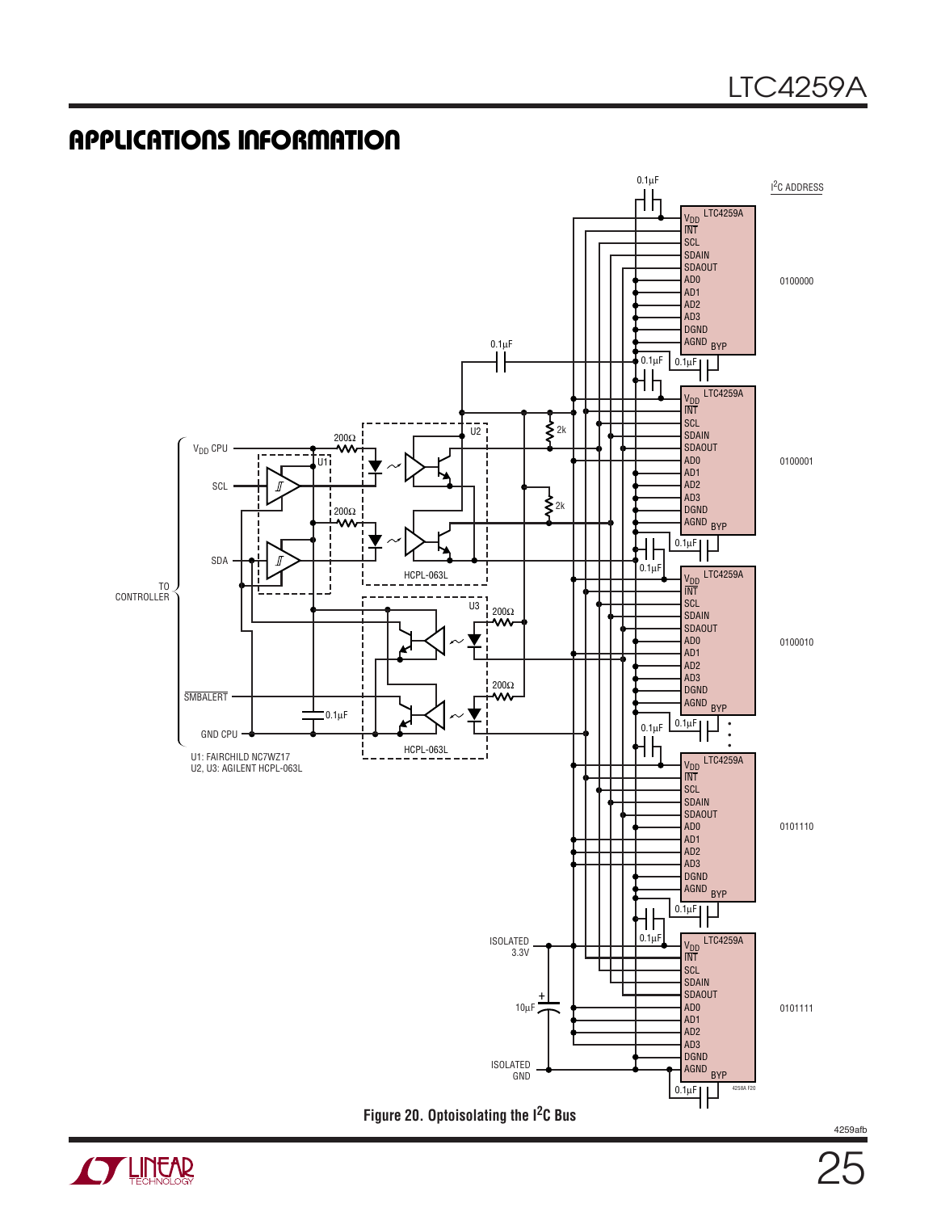# APPLICATIONS INFORMATION

U1: FAIRCHILD NC7WZ17
U2, U3: AGILENT HCPL-063L

Figure 20. Optoisolating the $I^2C$ Bus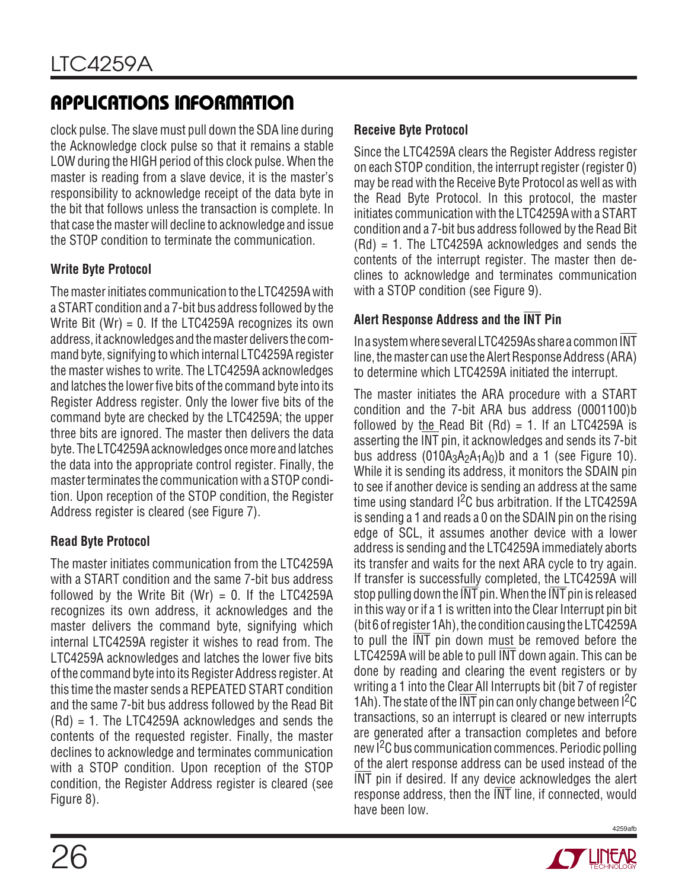## APPLICATIONS INFORMATION

clock pulse. The slave must pull down the SDA line during the Acknowledge clock pulse so that it remains a stable LOW during the HIGH period of this clock pulse. When the master is reading from a slave device, it is the master's responsibility to acknowledge receipt of the data byte in the bit that follows unless the transaction is complete. In that case the master will decline to acknowledge and issue the STOP condition to terminate the communication.

### Write Byte Protocol

The master initiates communication to the LTC4259A with a START condition and a 7-bit bus address followed by the Write Bit (Wr) = 0. If the LTC4259A recognizes its own address, it acknowledges and the master delivers the command byte, signifying to which internal LTC4259A register the master wishes to write. The LTC4259A acknowledges and latches the lower five bits of the command byte into its Register Address register. Only the lower five bits of the command byte are checked by the LTC4259A; the upper three bits are ignored. The master then delivers the data byte. The LTC4259A acknowledges once more and latches the data into the appropriate control register. Finally, the master terminates the communication with a STOP condition. Upon reception of the STOP condition, the Register Address register is cleared (see Figure 7).

### Read Byte Protocol

The master initiates communication from the LTC4259A with a START condition and the same 7-bit bus address followed by the Write Bit (Wr) = 0. If the LTC4259A recognizes its own address, it acknowledges and the master delivers the command byte, signifying which internal LTC4259A register it wishes to read from. The LTC4259A acknowledges and latches the lower five bits of the command byte into its Register Address register. At this time the master sends a REPEATED START condition and the same 7-bit bus address followed by the Read Bit (Rd) = 1. The LTC4259A acknowledges and sends the contents of the requested register. Finally, the master declines to acknowledge and terminates communication with a STOP condition. Upon reception of the STOP condition, the Register Address register is cleared (see Figure 8).

### Receive Byte Protocol

Since the LTC4259A clears the Register Address register on each STOP condition, the interrupt register (register 0) may be read with the Receive Byte Protocol as well as with the Read Byte Protocol. In this protocol, the master initiates communication with the LTC4259A with a START condition and a 7-bit bus address followed by the Read Bit (Rd) = 1. The LTC4259A acknowledges and sends the contents of the interrupt register. The master then declines to acknowledge and terminates communication with a STOP condition (see Figure 9).

### Alert Response Address and the $\overline{INT}$ Pin

In a system where several LTC4259As share a common $\overline{INT}$ line, the master can use the Alert Response Address (ARA) to determine which LTC4259A initiated the interrupt.

The master initiates the ARA procedure with a START condition and the 7-bit ARA bus address (0001100)b followed by the Read Bit (Rd) = 1. If an LTC4259A is asserting the $\overline{INT}$ pin, it acknowledges and sends its 7-bit bus address $(010A_3A_2A_1A_0)$b and a 1 (see Figure 10). While it is sending its address, it monitors the SDAIN pin to see if another device is sending an address at the same time using standard I$^2$C bus arbitration. If the LTC4259A is sending a 1 and reads a 0 on the SDAIN pin on the rising edge of SCL, it assumes another device with a lower address is sending and the LTC4259A immediately aborts its transfer and waits for the next ARA cycle to try again. If transfer is successfully completed, the LTC4259A will stop pulling down the $\overline{INT}$ pin. When the $\overline{INT}$ pin is released in this way or if a 1 is written into the Clear Interrupt pin bit (bit 6 of register 1Ah), the condition causing the LTC4259A to pull the $\overline{INT}$ pin down must be removed before the LTC4259A will be able to pull $\overline{INT}$ down again. This can be done by reading and clearing the event registers or by writing a 1 into the Clear All Interrupts bit (bit 7 of register 1Ah). The state of the $\overline{INT}$ pin can only change between I$^2$C transactions, so an interrupt is cleared or new interrupts are generated after a transaction completes and before new I$^2$C bus communication commences. Periodic polling of the alert response address can be used instead of the $\overline{INT}$ pin if desired. If any device acknowledges the alert response address, then the $\overline{INT}$ line, if connected, would have been low.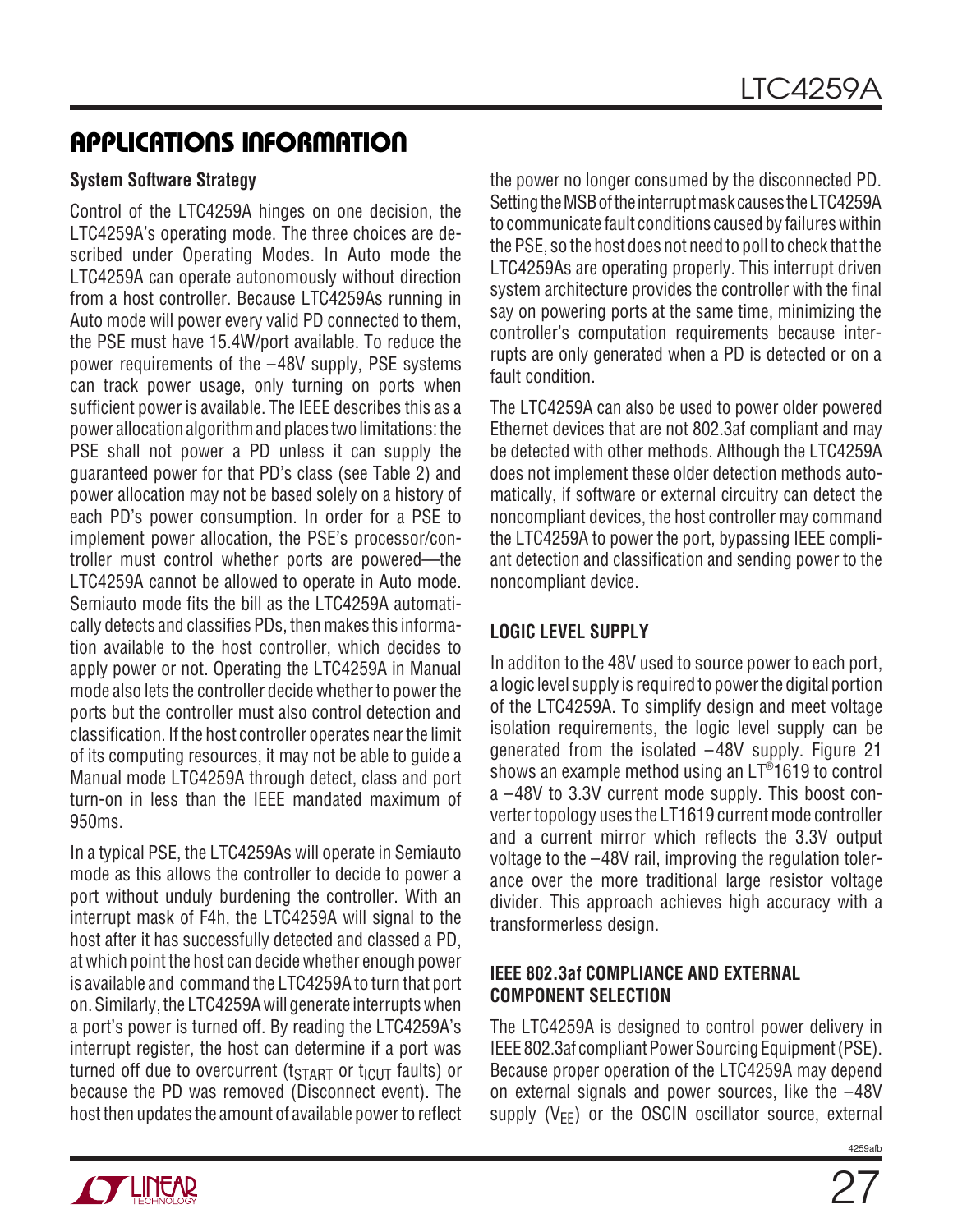## APPLICATIONS INFORMATION

### System Software Strategy

Control of the LTC4259A hinges on one decision, the LTC4259A's operating mode. The three choices are described under Operating Modes. In Auto mode the LTC4259A can operate autonomously without direction from a host controller. Because LTC4259As running in Auto mode will power every valid PD connected to them, the PSE must have 15.4W/port available. To reduce the power requirements of the –48V supply, PSE systems can track power usage, only turning on ports when sufficient power is available. The IEEE describes this as a power allocation algorithm and places two limitations: the PSE shall not power a PD unless it can supply the guaranteed power for that PD's class (see Table 2) and power allocation may not be based solely on a history of each PD's power consumption. In order for a PSE to implement power allocation, the PSE's processor/controller must control whether ports are powered—the LTC4259A cannot be allowed to operate in Auto mode. Semiauto mode fits the bill as the LTC4259A automatically detects and classifies PDs, then makes this information available to the host controller, which decides to apply power or not. Operating the LTC4259A in Manual mode also lets the controller decide whether to power the ports but the controller must also control detection and classification. If the host controller operates near the limit of its computing resources, it may not be able to guide a Manual mode LTC4259A through detect, class and port turn-on in less than the IEEE mandated maximum of 950ms.

In a typical PSE, the LTC4259As will operate in Semiauto mode as this allows the controller to decide to power a port without unduly burdening the controller. With an interrupt mask of F4h, the LTC4259A will signal to the host after it has successfully detected and classed a PD, at which point the host can decide whether enough power is available and command the LTC4259A to turn that port on. Similarly, the LTC4259A will generate interrupts when a port's power is turned off. By reading the LTC4259A's interrupt register, the host can determine if a port was turned off due to overcurrent ($t_{START}$ or $t_{ICUT}$ faults) or because the PD was removed (Disconnect event). The host then updates the amount of available power to reflect the power no longer consumed by the disconnected PD. Setting the MSB of the interrupt mask causes the LTC4259A to communicate fault conditions caused by failures within the PSE, so the host does not need to poll to check that the LTC4259As are operating properly. This interrupt driven system architecture provides the controller with the final say on powering ports at the same time, minimizing the controller's computation requirements because interrupts are only generated when a PD is detected or on a fault condition.

The LTC4259A can also be used to power older powered Ethernet devices that are not 802.3af compliant and may be detected with other methods. Although the LTC4259A does not implement these older detection methods automatically, if software or external circuitry can detect the noncompliant devices, the host controller may command the LTC4259A to power the port, bypassing IEEE compliant detection and classification and sending power to the noncompliant device.

### LOGIC LEVEL SUPPLY

In additon to the 48V used to source power to each port, a logic level supply is required to power the digital portion of the LTC4259A. To simplify design and meet voltage isolation requirements, the logic level supply can be generated from the isolated –48V supply. Figure 21 shows an example method using an LT®1619 to control a –48V to 3.3V current mode supply. This boost converter topology uses the LT1619 current mode controller and a current mirror which reflects the 3.3V output voltage to the –48V rail, improving the regulation tolerance over the more traditional large resistor voltage divider. This approach achieves high accuracy with a transformerless design.

### IEEE 802.3af COMPLIANCE AND EXTERNAL COMPONENT SELECTION

The LTC4259A is designed to control power delivery in IEEE 802.3af compliant Power Sourcing Equipment (PSE). Because proper operation of the LTC4259A may depend on external signals and power sources, like the –48V supply ($V_{EE}$) or the OSCIN oscillator source, external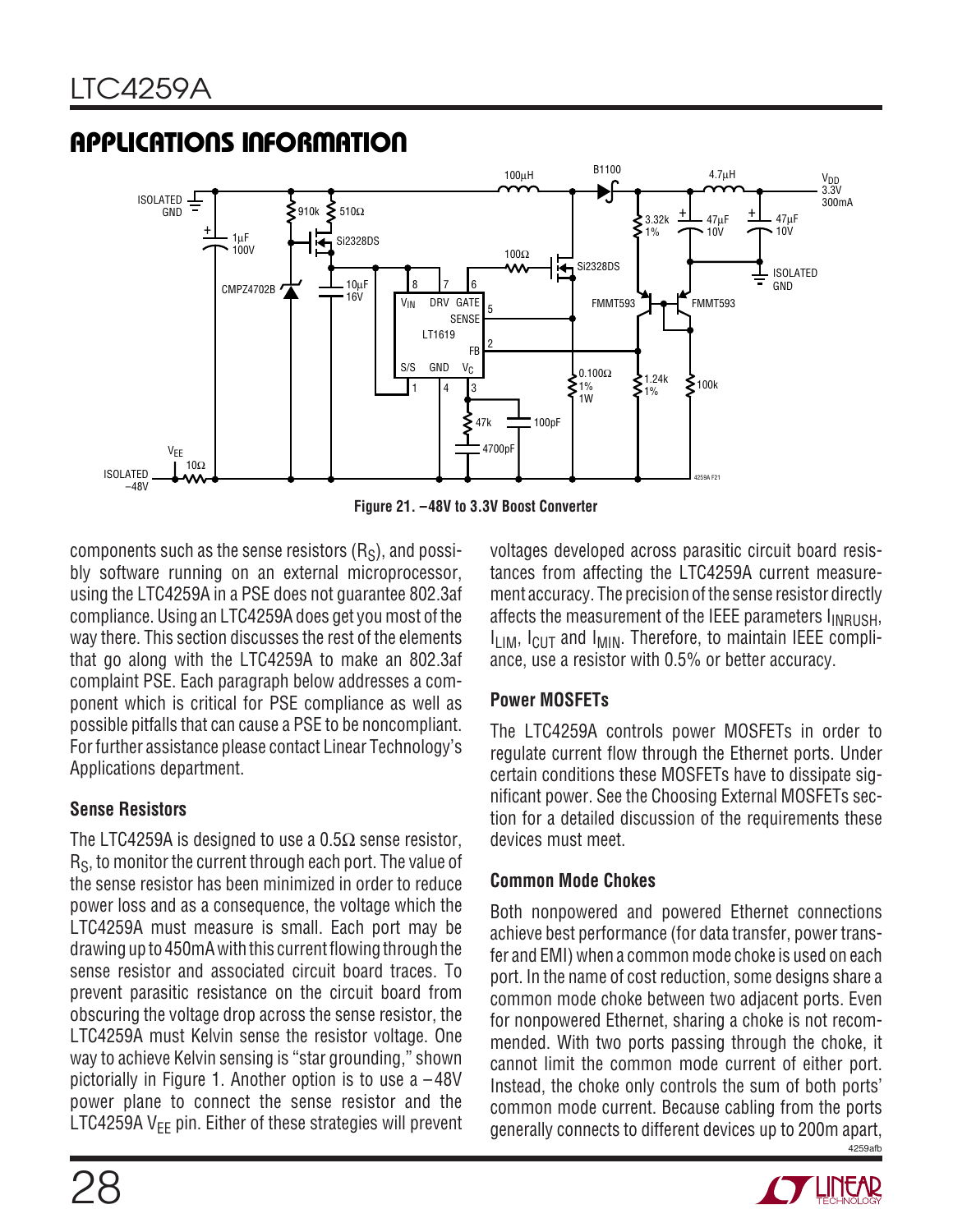## APPLICATIONS INFORMATION

**Figure 21. –48V to 3.3V Boost Converter**

components such as the sense resistors ($R_S$), and possibly software running on an external microprocessor, using the LTC4259A in a PSE does not guarantee 802.3af compliance. Using an LTC4259A does get you most of the way there. This section discusses the rest of the elements that go along with the LTC4259A to make an 802.3af complaint PSE. Each paragraph below addresses a component which is critical for PSE compliance as well as possible pitfalls that can cause a PSE to be noncompliant. For further assistance please contact Linear Technology's Applications department.

### Sense Resistors

The LTC4259A is designed to use a 0.5Ω sense resistor, $R_S$, to monitor the current through each port. The value of the sense resistor has been minimized in order to reduce power loss and as a consequence, the voltage which the LTC4259A must measure is small. Each port may be drawing up to 450mA with this current flowing through the sense resistor and associated circuit board traces. To prevent parasitic resistance on the circuit board from obscuring the voltage drop across the sense resistor, the LTC4259A must Kelvin sense the resistor voltage. One way to achieve Kelvin sensing is "star grounding," shown pictorially in Figure 1. Another option is to use a –48V power plane to connect the sense resistor and the LTC4259A $V_{EE}$ pin. Either of these strategies will prevent voltages developed across parasitic circuit board resistances from affecting the LTC4259A current measurement accuracy. The precision of the sense resistor directly affects the measurement of the IEEE parameters $I_{INRUSH}$, $I_{LIM}$, $I_{CUT}$ and $I_{MIN}$. Therefore, to maintain IEEE compliance, use a resistor with 0.5% or better accuracy.

### Power MOSFETs

The LTC4259A controls power MOSFETs in order to regulate current flow through the Ethernet ports. Under certain conditions these MOSFETs have to dissipate significant power. See the Choosing External MOSFETs section for a detailed discussion of the requirements these devices must meet.

### Common Mode Chokes

Both nonpowered and powered Ethernet connections achieve best performance (for data transfer, power transfer and EMI) when a common mode choke is used on each port. In the name of cost reduction, some designs share a common mode choke between two adjacent ports. Even for nonpowered Ethernet, sharing a choke is not recommended. With two ports passing through the choke, it cannot limit the common mode current of either port. Instead, the choke only controls the sum of both ports' common mode current. Because cabling from the ports generally connects to different devices up to 200m apart,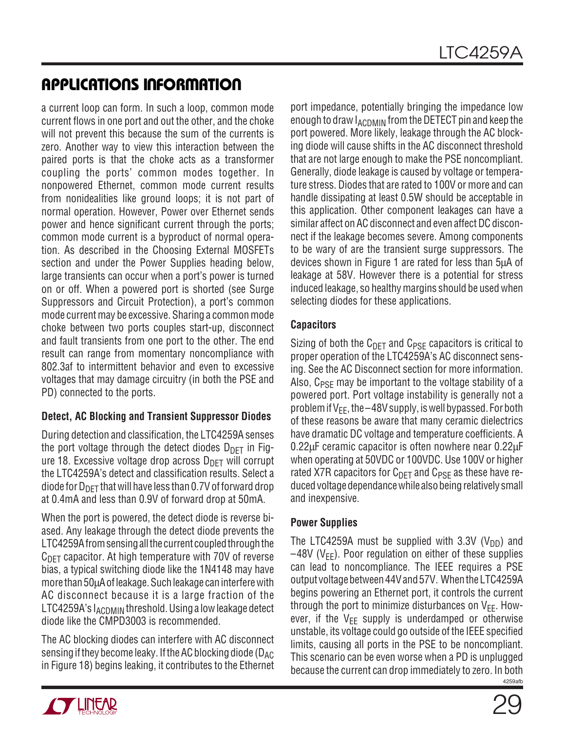## APPLICATIONS INFORMATION

a current loop can form. In such a loop, common mode current flows in one port and out the other, and the choke will not prevent this because the sum of the currents is zero. Another way to view this interaction between the paired ports is that the choke acts as a transformer coupling the ports' common modes together. In nonpowered Ethernet, common mode current results from nonidealities like ground loops; it is not part of normal operation. However, Power over Ethernet sends power and hence significant current through the ports; common mode current is a byproduct of normal operation. As described in the Choosing External MOSFETs section and under the Power Supplies heading below, large transients can occur when a port's power is turned on or off. When a powered port is shorted (see Surge Suppressors and Circuit Protection), a port's common mode current may be excessive. Sharing a common mode choke between two ports couples start-up, disconnect and fault transients from one port to the other. The end result can range from momentary noncompliance with 802.3af to intermittent behavior and even to excessive voltages that may damage circuitry (in both the PSE and PD) connected to the ports.

### Detect, AC Blocking and Transient Suppressor Diodes

During detection and classification, the LTC4259A senses the port voltage through the detect diodes $D_{DET}$ in Figure 18. Excessive voltage drop across $D_{DET}$ will corrupt the LTC4259A's detect and classification results. Select a diode for $D_{DET}$ that will have less than 0.7V of forward drop at 0.4mA and less than 0.9V of forward drop at 50mA.

When the port is powered, the detect diode is reverse biased. Any leakage through the detect diode prevents the LTC4259A from sensing all the current coupled through the $C_{DET}$ capacitor. At high temperature with 70V of reverse bias, a typical switching diode like the 1N4148 may have more than 50μA of leakage. Such leakage can interfere with AC disconnect because it is a large fraction of the LTC4259A's $I_{ACDMIN}$ threshold. Using a low leakage detect diode like the CMPD3003 is recommended.

The AC blocking diodes can interfere with AC disconnect sensing if they become leaky. If the AC blocking diode ($D_{AC}$ in Figure 18) begins leaking, it contributes to the Ethernet port impedance, potentially bringing the impedance low enough to draw $I_{ACDMIN}$ from the DETECT pin and keep the port powered. More likely, leakage through the AC blocking diode will cause shifts in the AC disconnect threshold that are not large enough to make the PSE noncompliant. Generally, diode leakage is caused by voltage or temperature stress. Diodes that are rated to 100V or more and can handle dissipating at least 0.5W should be acceptable in this application. Other component leakages can have a similar affect on AC disconnect and even affect DC disconnect if the leakage becomes severe. Among components to be wary of are the transient surge suppressors. The devices shown in Figure 1 are rated for less than 5μA of leakage at 58V. However there is a potential for stress induced leakage, so healthy margins should be used when selecting diodes for these applications.

### Capacitors

Sizing of both the $C_{DET}$ and $C_{PSE}$ capacitors is critical to proper operation of the LTC4259A's AC disconnect sensing. See the AC Disconnect section for more information. Also, $C_{PSE}$ may be important to the voltage stability of a powered port. Port voltage instability is generally not a problem if $V_{EE}$, the –48V supply, is well bypassed. For both of these reasons be aware that many ceramic dielectrics have dramatic DC voltage and temperature coefficients. A 0.22μF ceramic capacitor is often nowhere near 0.22μF when operating at 50VDC or 100VDC. Use 100V or higher rated X7R capacitors for $C_{DET}$ and $C_{PSE}$ as these have reduced voltage dependance while also being relatively small and inexpensive.

### Power Supplies

The LTC4259A must be supplied with 3.3V ($V_{DD}$) and –48V ($V_{EE}$). Poor regulation on either of these supplies can lead to noncompliance. The IEEE requires a PSE output voltage between 44V and 57V. When the LTC4259A begins powering an Ethernet port, it controls the current through the port to minimize disturbances on $V_{EE}$. However, if the $V_{EE}$ supply is underdamped or otherwise unstable, its voltage could go outside of the IEEE specified limits, causing all ports in the PSE to be noncompliant. This scenario can be even worse when a PD is unplugged because the current can drop immediately to zero. In both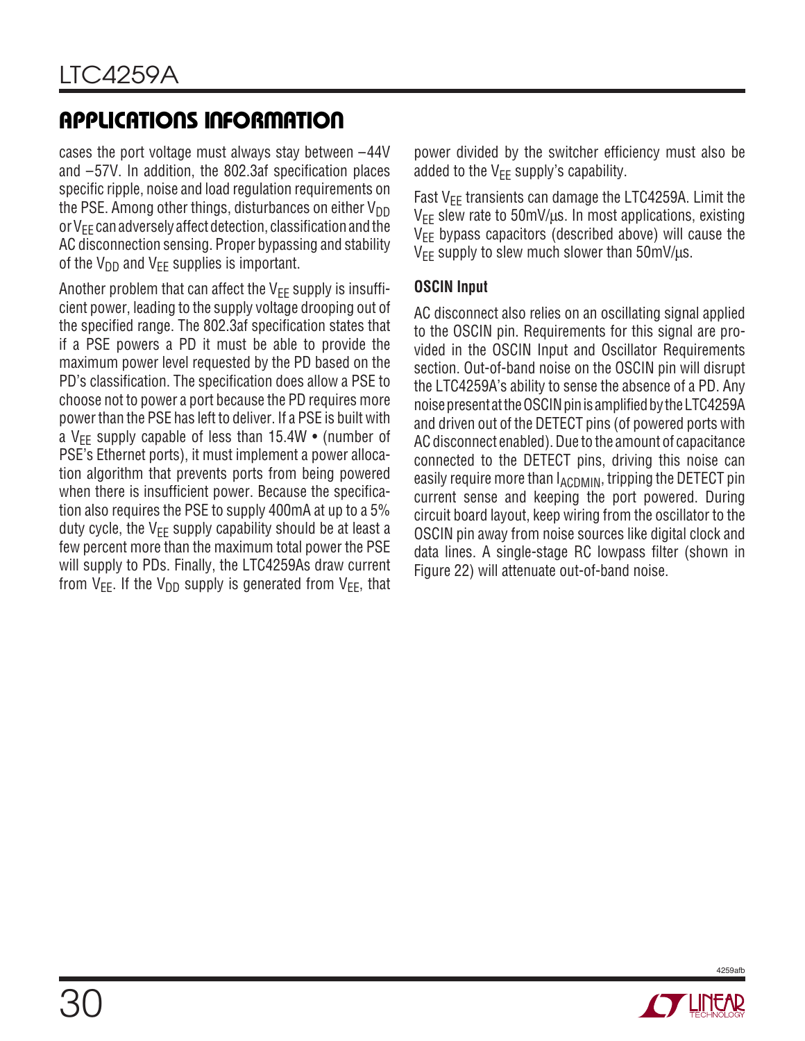## APPLICATIONS INFORMATION

cases the port voltage must always stay between –44V and –57V. In addition, the 802.3af specification places specific ripple, noise and load regulation requirements on the PSE. Among other things, disturbances on either $V_{DD}$ or $V_{EE}$ can adversely affect detection, classification and the AC disconnection sensing. Proper bypassing and stability of the $V_{DD}$ and $V_{EE}$ supplies is important.

Another problem that can affect the $V_{EE}$ supply is insufficient power, leading to the supply voltage drooping out of the specified range. The 802.3af specification states that if a PSE powers a PD it must be able to provide the maximum power level requested by the PD based on the PD's classification. The specification does allow a PSE to choose not to power a port because the PD requires more power than the PSE has left to deliver. If a PSE is built with a $V_{EE}$ supply capable of less than 15.4W • (number of PSE's Ethernet ports), it must implement a power allocation algorithm that prevents ports from being powered when there is insufficient power. Because the specification also requires the PSE to supply 400mA at up to a 5% duty cycle, the $V_{EE}$ supply capability should be at least a few percent more than the maximum total power the PSE will supply to PDs. Finally, the LTC4259As draw current from $V_{EE}$. If the $V_{DD}$ supply is generated from $V_{EE}$, that power divided by the switcher efficiency must also be added to the $V_{EE}$ supply's capability.

Fast $V_{EE}$ transients can damage the LTC4259A. Limit the $V_{EE}$ slew rate to 50mV/μs. In most applications, existing $V_{EE}$ bypass capacitors (described above) will cause the $V_{EE}$ supply to slew much slower than 50mV/μs.

### OSCIN Input

AC disconnect also relies on an oscillating signal applied to the OSCIN pin. Requirements for this signal are provided in the OSCIN Input and Oscillator Requirements section. Out-of-band noise on the OSCIN pin will disrupt the LTC4259A's ability to sense the absence of a PD. Any noise present at the OSCIN pin is amplified by the LTC4259A and driven out of the DETECT pins (of powered ports with AC disconnect enabled). Due to the amount of capacitance connected to the DETECT pins, driving this noise can easily require more than $I_{ACDMIN}$, tripping the DETECT pin current sense and keeping the port powered. During circuit board layout, keep wiring from the oscillator to the OSCIN pin away from noise sources like digital clock and data lines. A single-stage RC lowpass filter (shown in Figure 22) will attenuate out-of-band noise.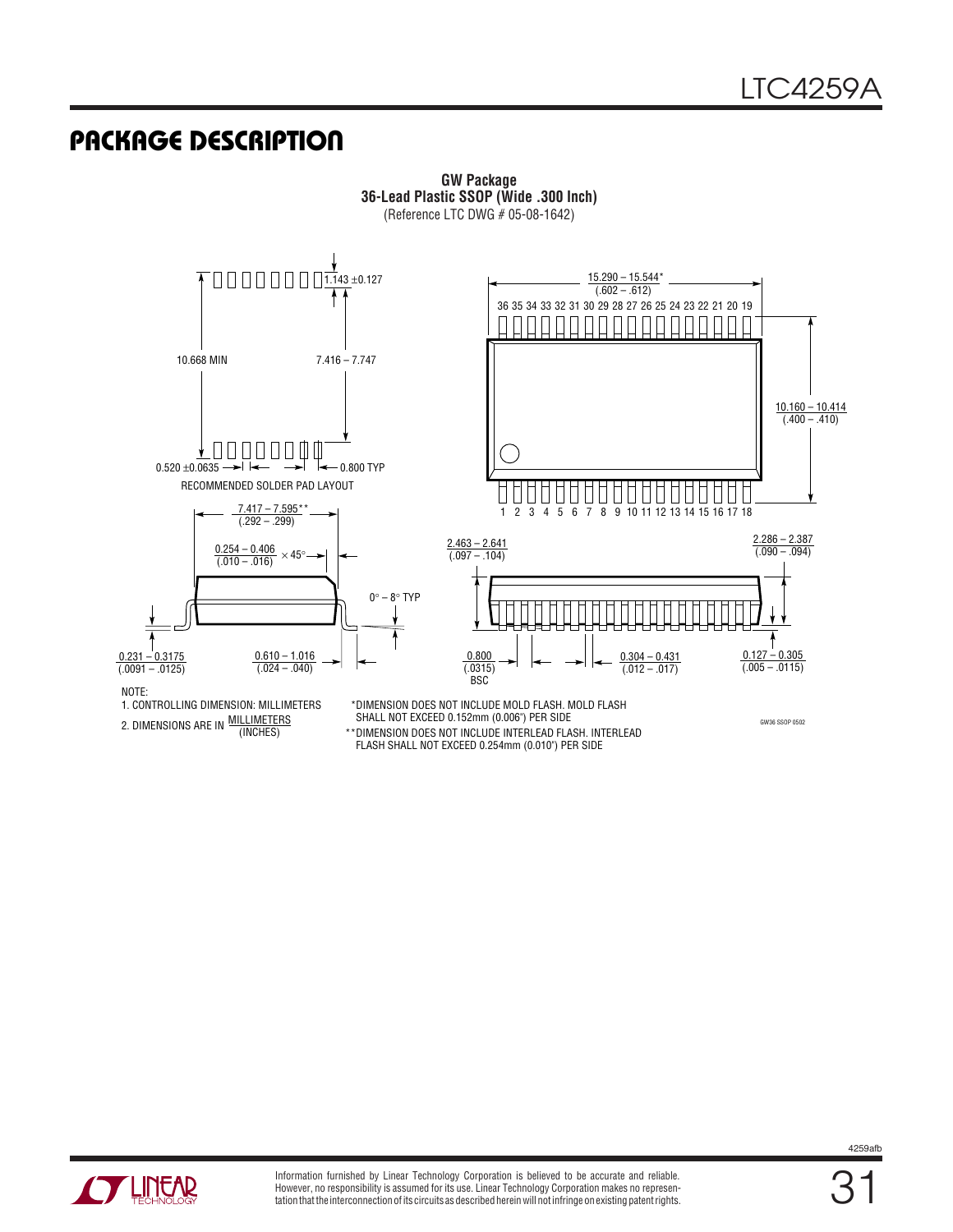## PACKAGE DESCRIPTION

**GW Package**
**36-Lead Plastic SSOP (Wide .300 Inch)**
(Reference LTC DWG # 05-08-1642)

1.143 ±0.127

10.668 MIN

7.416 – 7.747

0.520 ±0.0635

0.800 TYP

RECOMMENDED SOLDER PAD LAYOUT

15.290 – 15.544*
(.602 – .612)

36 35 34 33 32 31 30 29 28 27 26 25 24 23 22 21 20 19

10.160 – 10.414
(.400 – .410)

1 2 3 4 5 6 7 8 9 10 11 12 13 14 15 16 17 18

7.417 – 7.595**
(.292 – .299)

0.254 – 0.406
(.010 – .016) × 45°

0° – 8° TYP

0.231 – 0.3175
(.0091 – .0125)

0.610 – 1.016
(.024 – .040)

2.463 – 2.641
(.097 – .104)

2.286 – 2.387
(.090 – .094)

0.800
(.0315)
BSC

0.304 – 0.431
(.012 – .017)

0.127 – 0.305
(.005 – .0115)

NOTE:
1. CONTROLLING DIMENSION: MILLIMETERS
2. DIMENSIONS ARE IN MILLIMETERS / (INCHES)

*DIMENSION DOES NOT INCLUDE MOLD FLASH. MOLD FLASH SHALL NOT EXCEED 0.152mm (0.006") PER SIDE

**DIMENSION DOES NOT INCLUDE INTERLEAD FLASH. INTERLEAD FLASH SHALL NOT EXCEED 0.254mm (0.010") PER SIDE

GW36 SSOP 0502

Information furnished by Linear Technology Corporation is believed to be accurate and reliable. However, no responsibility is assumed for its use. Linear Technology Corporation makes no representation that the interconnection of its circuits as described herein will not infringe on existing patent rights.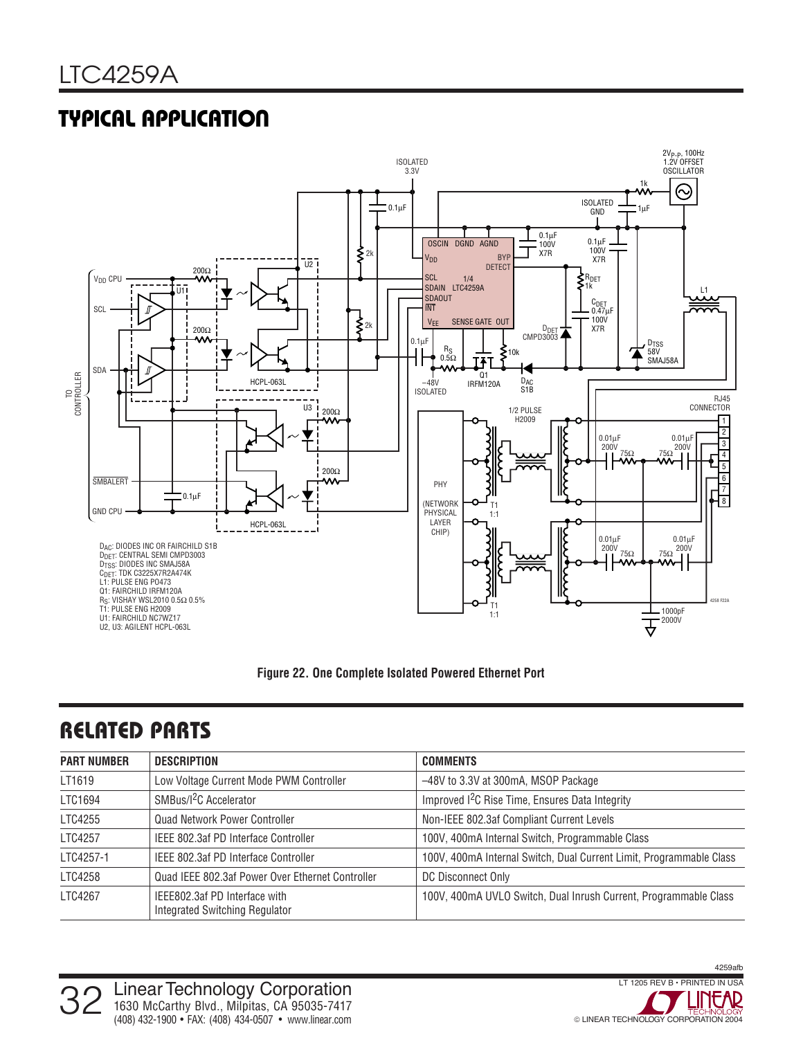## TYPICAL APPLICATION

D_AC: DIODES INC OR FAIRCHILD S1B
D_DET: CENTRAL SEMI CMPD3003
D_TSS: DIODES INC SMAJ58A
C_DET: TDK C3225X7R2A474K
L1: PULSE ENG PO473
Q1: FAIRCHILD IRFM120A
R_S: VISHAY WSL2010 0.5Ω 0.5%
T1: PULSE ENG H2009
U1: FAIRCHILD NC7WZ17
U2, U3: AGILENT HCPL-063L

**Figure 22. One Complete Isolated Powered Ethernet Port**

## RELATED PARTS

| PART NUMBER | DESCRIPTION | COMMENTS |
|---|---|---|
| LT1619 | Low Voltage Current Mode PWM Controller | –48V to 3.3V at 300mA, MSOP Package |
| LTC1694 | SMBus/I²C Accelerator | Improved I²C Rise Time, Ensures Data Integrity |
| LTC4255 | Quad Network Power Controller | Non-IEEE 802.3af Compliant Current Levels |
| LTC4257 | IEEE 802.3af PD Interface Controller | 100V, 400mA Internal Switch, Programmable Class |
| LTC4257-1 | IEEE 802.3af PD Interface Controller | 100V, 400mA Internal Switch, Dual Current Limit, Programmable Class |
| LTC4258 | Quad IEEE 802.3af Power Over Ethernet Controller | DC Disconnect Only |
| LTC4267 | IEEE802.3af PD Interface with Integrated Switching Regulator | 100V, 400mA UVLO Switch, Dual Inrush Current, Programmable Class |

Linear Technology Corporation
1630 McCarthy Blvd., Milpitas, CA 95035-7417
(408) 432-1900 • FAX: (408) 434-0507 • www.linear.com

LT 1205 REV B • PRINTED IN USA
© LINEAR TECHNOLOGY CORPORATION 2004